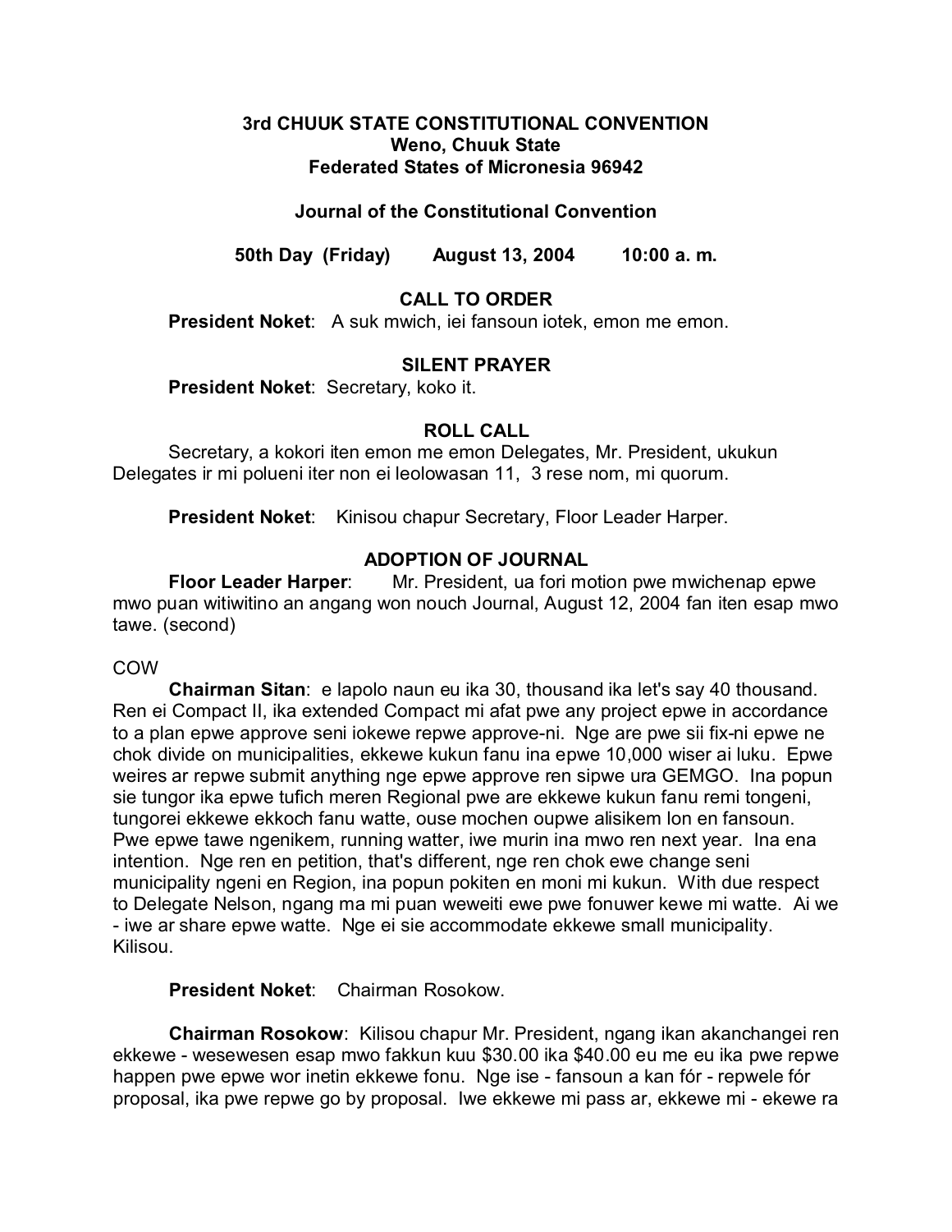**3rd CHUUK STATE CONSTITUTIONAL CONVENTION**
**Weno, Chuuk State**
**Federated States of Micronesia 96942**

**Journal of the Constitutional Convention**

**50th Day (Friday) August 13, 2004 10:00 a. m.**

## CALL TO ORDER

**President Noket**: A suk mwich, iei fansoun iotek, emon me emon.

## SILENT PRAYER

**President Noket**: Secretary, koko it.

## ROLL CALL

Secretary, a kokori iten emon me emon Delegates, Mr. President, ukukun Delegates ir mi polueni iter non ei leolowasan 11, 3 rese nom, mi quorum.

**President Noket**: Kinisou chapur Secretary, Floor Leader Harper.

## ADOPTION OF JOURNAL

**Floor Leader Harper**: Mr. President, ua fori motion pwe mwichenap epwe mwo puan witiwitino an angang won nouch Journal, August 12, 2004 fan iten esap mwo tawe. (second)

COW

**Chairman Sitan**: e lapolo naun eu ika 30, thousand ika let's say 40 thousand. Ren ei Compact II, ika extended Compact mi afat pwe any project epwe in accordance to a plan epwe approve seni iokewe repwe approve-ni. Nge are pwe sii fix-ni epwe ne chok divide on municipalities, ekkewe kukun fanu ina epwe 10,000 wiser ai luku. Epwe weires ar repwe submit anything nge epwe approve ren sipwe ura GEMGO. Ina popun sie tungor ika epwe tufich meren Regional pwe are ekkewe kukun fanu remi tongeni, tungorei ekkewe ekkoch fanu watte, ouse mochen oupwe alisikem lon en fansoun. Pwe epwe tawe ngenikem, running watter, iwe murin ina mwo ren next year. Ina ena intention. Nge ren en petition, that's different, nge ren chok ewe change seni municipality ngeni en Region, ina popun pokiten en moni mi kukun. With due respect to Delegate Nelson, ngang ma mi puan weweiti ewe pwe fonuwer kewe mi watte. Ai we - iwe ar share epwe watte. Nge ei sie accommodate ekkewe small municipality. Kilisou.

**President Noket**: Chairman Rosokow.

**Chairman Rosokow**: Kilisou chapur Mr. President, ngang ikan akanchangei ren ekkewe - wesewesen esap mwo fakkun kuu $30.00 ika $40.00 eu me eu ika pwe repwe happen pwe epwe wor inetin ekkewe fonu. Nge ise - fansoun a kan fór - repwele fór proposal, ika pwe repwe go by proposal. Iwe ekkewe mi pass ar, ekkewe mi - ekewe ra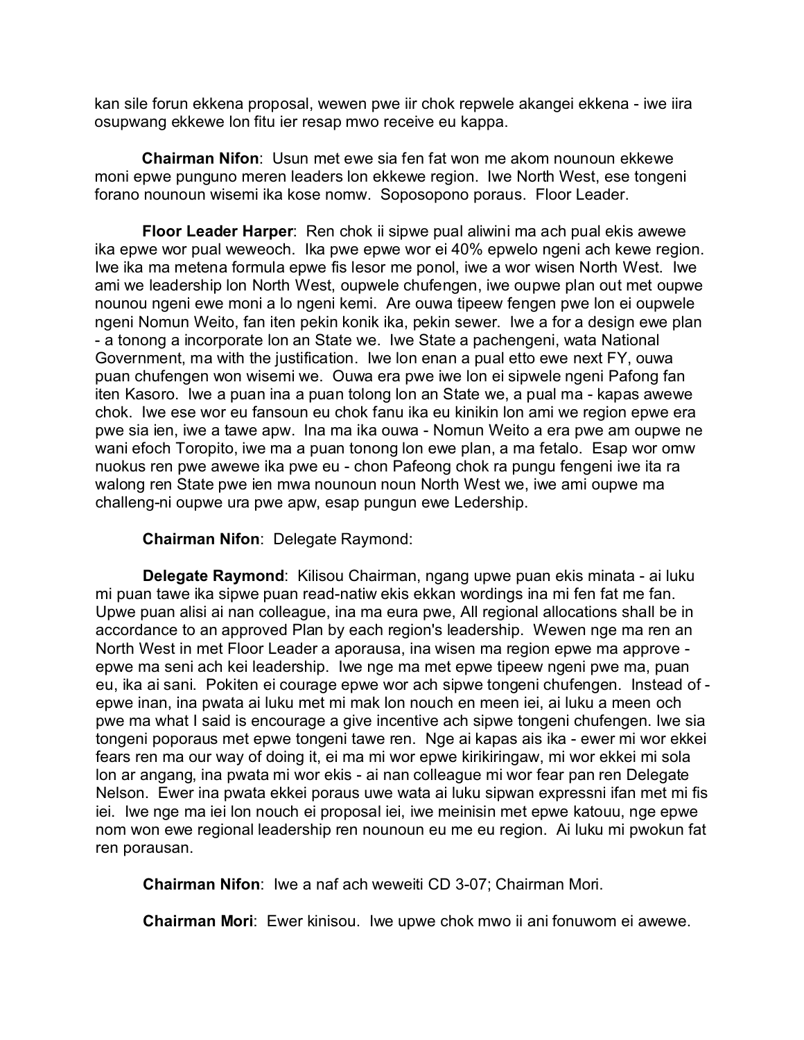kan sile forun ekkena proposal, wewen pwe iir chok repwele akangei ekkena - iwe iira osupwang ekkewe lon fitu ier resap mwo receive eu kappa.

**Chairman Nifon**: Usun met ewe sia fen fat won me akom nounoun ekkewe moni epwe punguno meren leaders lon ekkewe region. Iwe North West, ese tongeni forano nounoun wisemi ika kose nomw. Soposopono poraus. Floor Leader.

**Floor Leader Harper**: Ren chok ii sipwe pual aliwini ma ach pual ekis awewe ika epwe wor pual weweoch. Ika pwe epwe wor ei 40% epwelo ngeni ach kewe region. Iwe ika ma metena formula epwe fis lesor me ponol, iwe a wor wisen North West. Iwe ami we leadership lon North West, oupwele chufengen, iwe oupwe plan out met oupwe nounou ngeni ewe moni a lo ngeni kemi. Are ouwa tipeew fengen pwe lon ei oupwele ngeni Nomun Weito, fan iten pekin konik ika, pekin sewer. Iwe a for a design ewe plan - a tonong a incorporate lon an State we. Iwe State a pachengeni, wata National Government, ma with the justification. Iwe lon enan a pual etto ewe next FY, ouwa puan chufengen won wisemi we. Ouwa era pwe iwe lon ei sipwele ngeni Pafong fan iten Kasoro. Iwe a puan ina a puan tolong lon an State we, a pual ma - kapas awewe chok. Iwe ese wor eu fansoun eu chok fanu ika eu kinikin lon ami we region epwe era pwe sia ien, iwe a tawe apw. Ina ma ika ouwa - Nomun Weito a era pwe am oupwe ne wani efoch Toropito, iwe ma a puan tonong lon ewe plan, a ma fetalo. Esap wor omw nuokus ren pwe awewe ika pwe eu - chon Pafeong chok ra pungu fengeni iwe ita ra walong ren State pwe ien mwa nounoun noun North West we, iwe ami oupwe ma challeng-ni oupwe ura pwe apw, esap pungun ewe Ledership.

**Chairman Nifon**: Delegate Raymond:

**Delegate Raymond**: Kilisou Chairman, ngang upwe puan ekis minata - ai luku mi puan tawe ika sipwe puan read-natiw ekis ekkan wordings ina mi fen fat me fan. Upwe puan alisi ai nan colleague, ina ma eura pwe, All regional allocations shall be in accordance to an approved Plan by each region's leadership. Wewen nge ma ren an North West in met Floor Leader a aporausa, ina wisen ma region epwe ma approve - epwe ma seni ach kei leadership. Iwe nge ma met epwe tipeew ngeni pwe ma, puan eu, ika ai sani. Pokiten ei courage epwe wor ach sipwe tongeni chufengen. Instead of - epwe inan, ina pwata ai luku met mi mak lon nouch en meen iei, ai luku a meen och pwe ma what I said is encourage a give incentive ach sipwe tongeni chufengen. Iwe sia tongeni poporaus met epwe tongeni tawe ren. Nge ai kapas ais ika - ewer mi wor ekkei fears ren ma our way of doing it, ei ma mi wor epwe kirikiringaw, mi wor ekkei mi sola lon ar angang, ina pwata mi wor ekis - ai nan colleague mi wor fear pan ren Delegate Nelson. Ewer ina pwata ekkei poraus uwe wata ai luku sipwan expressni ifan met mi fis iei. Iwe nge ma iei lon nouch ei proposal iei, iwe meinisin met epwe katouu, nge epwe nom won ewe regional leadership ren nounoun eu me eu region. Ai luku mi pwokun fat ren porausan.

**Chairman Nifon**: Iwe a naf ach weweiti CD 3-07; Chairman Mori.

**Chairman Mori**: Ewer kinisou. Iwe upwe chok mwo ii ani fonuwom ei awewe.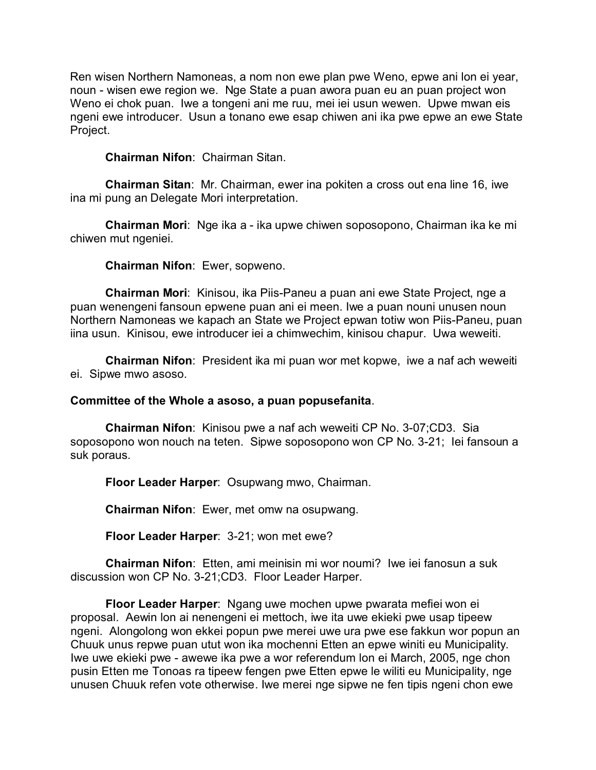Ren wisen Northern Namoneas, a nom non ewe plan pwe Weno, epwe ani lon ei year, noun - wisen ewe region we. Nge State a puan awora puan eu an puan project won Weno ei chok puan. Iwe a tongeni ani me ruu, mei iei usun wewen. Upwe mwan eis ngeni ewe introducer. Usun a tonano ewe esap chiwen ani ika pwe epwe an ewe State Project.

**Chairman Nifon**: Chairman Sitan.

**Chairman Sitan**: Mr. Chairman, ewer ina pokiten a cross out ena line 16, iwe ina mi pung an Delegate Mori interpretation.

**Chairman Mori**: Nge ika a - ika upwe chiwen soposopono, Chairman ika ke mi chiwen mut ngeniei.

**Chairman Nifon**: Ewer, sopweno.

**Chairman Mori**: Kinisou, ika Piis-Paneu a puan ani ewe State Project, nge a puan wenengeni fansoun epwene puan ani ei meen. Iwe a puan nouni unusen noun Northern Namoneas we kapach an State we Project epwan totiw won Piis-Paneu, puan iina usun. Kinisou, ewe introducer iei a chimwechim, kinisou chapur. Uwa weweiti.

**Chairman Nifon**: President ika mi puan wor met kopwe, iwe a naf ach weweiti ei. Sipwe mwo asoso.

**Committee of the Whole a asoso, a puan popusefanita**.

**Chairman Nifon**: Kinisou pwe a naf ach weweiti CP No. 3-07;CD3. Sia soposopono won nouch na teten. Sipwe soposopono won CP No. 3-21; Iei fansoun a suk poraus.

**Floor Leader Harper**: Osupwang mwo, Chairman.

**Chairman Nifon**: Ewer, met omw na osupwang.

**Floor Leader Harper**: 3-21; won met ewe?

**Chairman Nifon**: Etten, ami meinisin mi wor noumi? Iwe iei fanosun a suk discussion won CP No. 3-21;CD3. Floor Leader Harper.

**Floor Leader Harper**: Ngang uwe mochen upwe pwarata mefiei won ei proposal. Aewin lon ai nenengeni ei mettoch, iwe ita uwe ekieki pwe usap tipeew ngeni. Alongolong won ekkei popun pwe merei uwe ura pwe ese fakkun wor popun an Chuuk unus repwe puan utut won ika mochenni Etten an epwe winiti eu Municipality. Iwe uwe ekieki pwe - awewe ika pwe a wor referendum lon ei March, 2005, nge chon pusin Etten me Tonoas ra tipeew fengen pwe Etten epwe le wiliti eu Municipality, nge unusen Chuuk refen vote otherwise. Iwe merei nge sipwe ne fen tipis ngeni chon ewe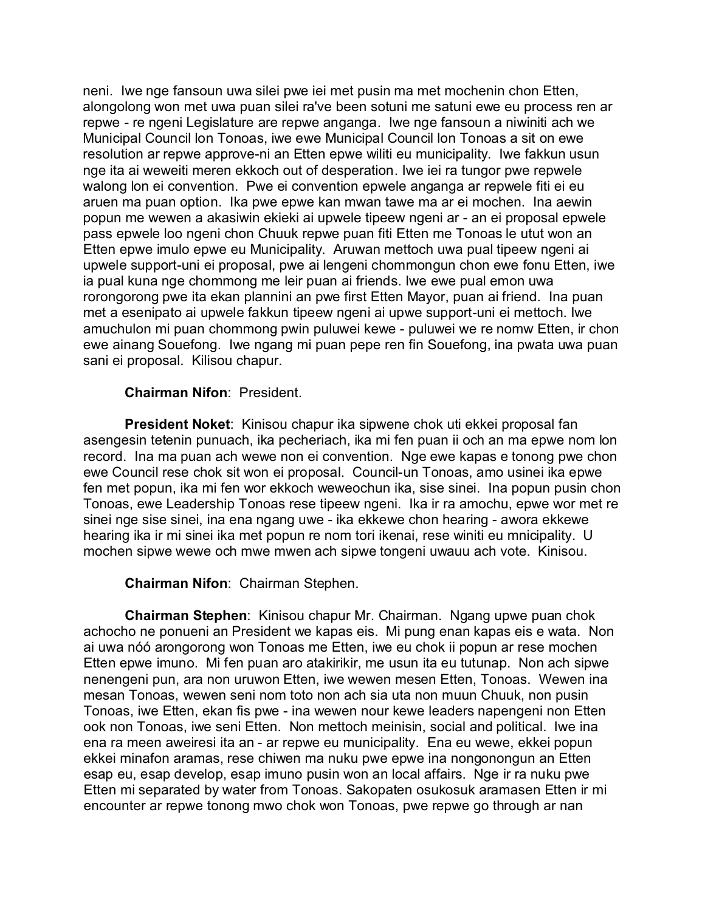neni. Iwe nge fansoun uwa silei pwe iei met pusin ma met mochenin chon Etten, alongolong won met uwa puan silei ra've been sotuni me satuni ewe eu process ren ar repwe - re ngeni Legislature are repwe anganga. Iwe nge fansoun a niwiniti ach we Municipal Council lon Tonoas, iwe ewe Municipal Council lon Tonoas a sit on ewe resolution ar repwe approve-ni an Etten epwe wiliti eu municipality. Iwe fakkun usun nge ita ai weweiti meren ekkoch out of desperation. Iwe iei ra tungor pwe repwele walong lon ei convention. Pwe ei convention epwele anganga ar repwele fiti ei eu aruen ma puan option. Ika pwe epwe kan mwan tawe ma ar ei mochen. Ina aewin popun me wewen a akasiwin ekieki ai upwele tipeew ngeni ar - an ei proposal epwele pass epwele loo ngeni chon Chuuk repwe puan fiti Etten me Tonoas le utut won an Etten epwe imulo epwe eu Municipality. Aruwan mettoch uwa pual tipeew ngeni ai upwele support-uni ei proposal, pwe ai lengeni chommongun chon ewe fonu Etten, iwe ia pual kuna nge chommong me leir puan ai friends. Iwe ewe pual emon uwa rorongorong pwe ita ekan plannini an pwe first Etten Mayor, puan ai friend. Ina puan met a esenipato ai upwele fakkun tipeew ngeni ai upwe support-uni ei mettoch. Iwe amuchulon mi puan chommong pwin puluwei kewe - puluwei we re nomw Etten, ir chon ewe ainang Souefong. Iwe ngang mi puan pepe ren fin Souefong, ina pwata uwa puan sani ei proposal. Kilisou chapur.

**Chairman Nifon**: President.

**President Noket**: Kinisou chapur ika sipwene chok uti ekkei proposal fan asengesin tetenin punuach, ika pecheriach, ika mi fen puan ii och an ma epwe nom lon record. Ina ma puan ach wewe non ei convention. Nge ewe kapas e tonong pwe chon ewe Council rese chok sit won ei proposal. Council-un Tonoas, amo usinei ika epwe fen met popun, ika mi fen wor ekkoch weweochun ika, sise sinei. Ina popun pusin chon Tonoas, ewe Leadership Tonoas rese tipeew ngeni. Ika ir ra amochu, epwe wor met re sinei nge sise sinei, ina ena ngang uwe - ika ekkewe chon hearing - awora ekkewe hearing ika ir mi sinei ika met popun re nom tori ikenai, rese winiti eu mnicipality. U mochen sipwe wewe och mwe mwen ach sipwe tongeni uwauu ach vote. Kinisou.

**Chairman Nifon**: Chairman Stephen.

**Chairman Stephen**: Kinisou chapur Mr. Chairman. Ngang upwe puan chok achocho ne ponueni an President we kapas eis. Mi pung enan kapas eis e wata. Non ai uwa nóó arongorong won Tonoas me Etten, iwe eu chok ii popun ar rese mochen Etten epwe imuno. Mi fen puan aro atakirikir, me usun ita eu tutunap. Non ach sipwe nenengeni pun, ara non uruwon Etten, iwe wewen mesen Etten, Tonoas. Wewen ina mesan Tonoas, wewen seni nom toto non ach sia uta non muun Chuuk, non pusin Tonoas, iwe Etten, ekan fis pwe - ina wewen nour kewe leaders napengeni non Etten ook non Tonoas, iwe seni Etten. Non mettoch meinisin, social and political. Iwe ina ena ra meen aweiresi ita an - ar repwe eu municipality. Ena eu wewe, ekkei popun ekkei minafon aramas, rese chiwen ma nuku pwe epwe ina nongonongun an Etten esap eu, esap develop, esap imuno pusin won an local affairs. Nge ir ra nuku pwe Etten mi separated by water from Tonoas. Sakopaten osukosuk aramasen Etten ir mi encounter ar repwe tonong mwo chok won Tonoas, pwe repwe go through ar nan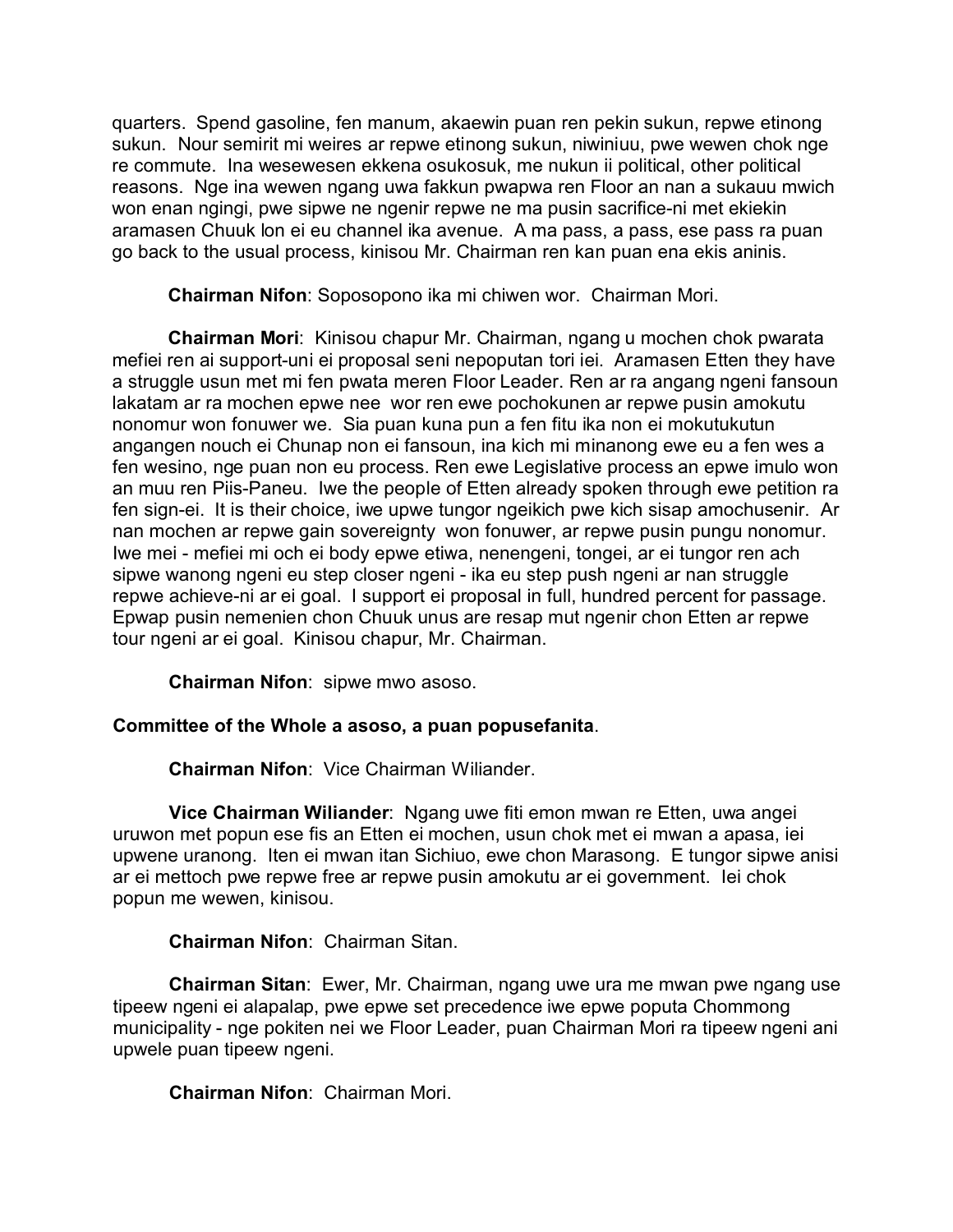quarters. Spend gasoline, fen manum, akaewin puan ren pekin sukun, repwe etinong sukun. Nour semirit mi weires ar repwe etinong sukun, niwiniuu, pwe wewen chok nge re commute. Ina wesewesen ekkena osukosuk, me nukun ii political, other political reasons. Nge ina wewen ngang uwa fakkun pwapwa ren Floor an nan a sukauu mwich won enan ngingi, pwe sipwe ne ngenir repwe ne ma pusin sacrifice-ni met ekiekin aramasen Chuuk lon ei eu channel ika avenue. A ma pass, a pass, ese pass ra puan go back to the usual process, kinisou Mr. Chairman ren kan puan ena ekis aninis.

**Chairman Nifon**: Soposopono ika mi chiwen wor. Chairman Mori.

**Chairman Mori**: Kinisou chapur Mr. Chairman, ngang u mochen chok pwarata mefiei ren ai support-uni ei proposal seni nepoputan tori iei. Aramasen Etten they have a struggle usun met mi fen pwata meren Floor Leader. Ren ar ra angang ngeni fansoun lakatam ar ra mochen epwe nee wor ren ewe pochokunen ar repwe pusin amokutu nonomur won fonuwer we. Sia puan kuna pun a fen fitu ika non ei mokutukutun angangen nouch ei Chunap non ei fansoun, ina kich mi minanong ewe eu a fen wes a fen wesino, nge puan non eu process. Ren ewe Legislative process an epwe imulo won an muu ren Piis-Paneu. Iwe the people of Etten already spoken through ewe petition ra fen sign-ei. It is their choice, iwe upwe tungor ngeikich pwe kich sisap amochusenir. Ar nan mochen ar repwe gain sovereignty won fonuwer, ar repwe pusin pungu nonomur. Iwe mei - mefiei mi och ei body epwe etiwa, nenengeni, tongei, ar ei tungor ren ach sipwe wanong ngeni eu step closer ngeni - ika eu step push ngeni ar nan struggle repwe achieve-ni ar ei goal. I support ei proposal in full, hundred percent for passage. Epwap pusin nemenien chon Chuuk unus are resap mut ngenir chon Etten ar repwe tour ngeni ar ei goal. Kinisou chapur, Mr. Chairman.

**Chairman Nifon**: sipwe mwo asoso.

**Committee of the Whole a asoso, a puan popusefanita**.

**Chairman Nifon**: Vice Chairman Wiliander.

**Vice Chairman Wiliander**: Ngang uwe fiti emon mwan re Etten, uwa angei uruwon met popun ese fis an Etten ei mochen, usun chok met ei mwan a apasa, iei upwene uranong. Iten ei mwan itan Sichiuo, ewe chon Marasong. E tungor sipwe anisi ar ei mettoch pwe repwe free ar repwe pusin amokutu ar ei government. Iei chok popun me wewen, kinisou.

**Chairman Nifon**: Chairman Sitan.

**Chairman Sitan**: Ewer, Mr. Chairman, ngang uwe ura me mwan pwe ngang use tipeew ngeni ei alapalap, pwe epwe set precedence iwe epwe poputa Chommong municipality - nge pokiten nei we Floor Leader, puan Chairman Mori ra tipeew ngeni ani upwele puan tipeew ngeni.

**Chairman Nifon**: Chairman Mori.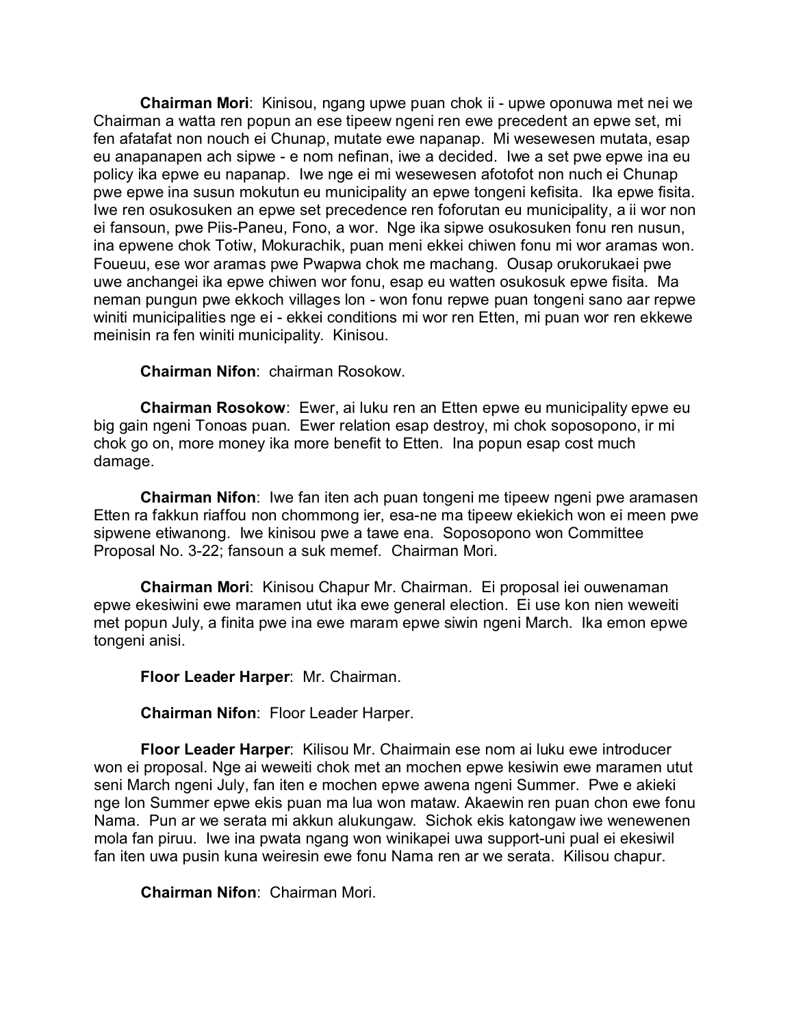**Chairman Mori**: Kinisou, ngang upwe puan chok ii - upwe oponuwa met nei we Chairman a watta ren popun an ese tipeew ngeni ren ewe precedent an epwe set, mi fen afatafat non nouch ei Chunap, mutate ewe napanap. Mi wesewesen mutata, esap eu anapanapen ach sipwe - e nom nefinan, iwe a decided. Iwe a set pwe epwe ina eu policy ika epwe eu napanap. Iwe nge ei mi wesewesen afotofot non nuch ei Chunap pwe epwe ina susun mokutun eu municipality an epwe tongeni kefisita. Ika epwe fisita. Iwe ren osukosuken an epwe set precedence ren foforutan eu municipality, a ii wor non ei fansoun, pwe Piis-Paneu, Fono, a wor. Nge ika sipwe osukosuken fonu ren nusun, ina epwene chok Totiw, Mokurachik, puan meni ekkei chiwen fonu mi wor aramas won. Foueuu, ese wor aramas pwe Pwapwa chok me machang. Ousap orukorukaei pwe uwe anchangei ika epwe chiwen wor fonu, esap eu watten osukosuk epwe fisita. Ma neman pungun pwe ekkoch villages lon - won fonu repwe puan tongeni sano aar repwe winiti municipalities nge ei - ekkei conditions mi wor ren Etten, mi puan wor ren ekkewe meinisin ra fen winiti municipality. Kinisou.

**Chairman Nifon**: chairman Rosokow.

**Chairman Rosokow**: Ewer, ai luku ren an Etten epwe eu municipality epwe eu big gain ngeni Tonoas puan. Ewer relation esap destroy, mi chok soposopono, ir mi chok go on, more money ika more benefit to Etten. Ina popun esap cost much damage.

**Chairman Nifon**: Iwe fan iten ach puan tongeni me tipeew ngeni pwe aramasen Etten ra fakkun riaffou non chommong ier, esa-ne ma tipeew ekiekich won ei meen pwe sipwene etiwanong. Iwe kinisou pwe a tawe ena. Soposopono won Committee Proposal No. 3-22; fansoun a suk memef. Chairman Mori.

**Chairman Mori**: Kinisou Chapur Mr. Chairman. Ei proposal iei ouwenaman epwe ekesiwini ewe maramen utut ika ewe general election. Ei use kon nien weweiti met popun July, a finita pwe ina ewe maram epwe siwin ngeni March. Ika emon epwe tongeni anisi.

**Floor Leader Harper**: Mr. Chairman.

**Chairman Nifon**: Floor Leader Harper.

**Floor Leader Harper**: Kilisou Mr. Chairmain ese nom ai luku ewe introducer won ei proposal. Nge ai weweiti chok met an mochen epwe kesiwin ewe maramen utut seni March ngeni July, fan iten e mochen epwe awena ngeni Summer. Pwe e akieki nge lon Summer epwe ekis puan ma lua won mataw. Akaewin ren puan chon ewe fonu Nama. Pun ar we serata mi akkun alukungaw. Sichok ekis katongaw iwe wenewenen mola fan piruu. Iwe ina pwata ngang won winikapei uwa support-uni pual ei ekesiwil fan iten uwa pusin kuna weiresin ewe fonu Nama ren ar we serata. Kilisou chapur.

**Chairman Nifon**: Chairman Mori.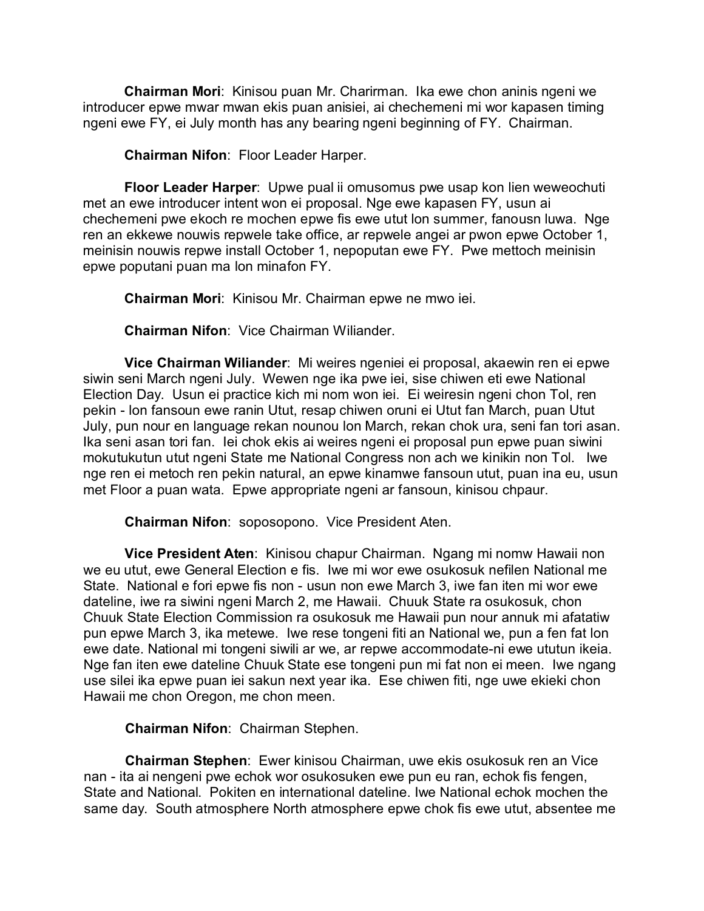**Chairman Mori**: Kinisou puan Mr. Charirman. Ika ewe chon aninis ngeni we introducer epwe mwar mwan ekis puan anisiei, ai chechemeni mi wor kapasen timing ngeni ewe FY, ei July month has any bearing ngeni beginning of FY. Chairman.

**Chairman Nifon**: Floor Leader Harper.

**Floor Leader Harper**: Upwe pual ii omusomus pwe usap kon lien weweochuti met an ewe introducer intent won ei proposal. Nge ewe kapasen FY, usun ai chechemeni pwe ekoch re mochen epwe fis ewe utut lon summer, fanousn luwa. Nge ren an ekkewe nouwis repwele take office, ar repwele angei ar pwon epwe October 1, meinisin nouwis repwe install October 1, nepoputan ewe FY. Pwe mettoch meinisin epwe poputani puan ma lon minafon FY.

**Chairman Mori**: Kinisou Mr. Chairman epwe ne mwo iei.

**Chairman Nifon**: Vice Chairman Wiliander.

**Vice Chairman Wiliander**: Mi weires ngeniei ei proposal, akaewin ren ei epwe siwin seni March ngeni July. Wewen nge ika pwe iei, sise chiwen eti ewe National Election Day. Usun ei practice kich mi nom won iei. Ei weiresin ngeni chon Tol, ren pekin - lon fansoun ewe ranin Utut, resap chiwen oruni ei Utut fan March, puan Utut July, pun nour en language rekan nounou lon March, rekan chok ura, seni fan tori asan. Ika seni asan tori fan. Iei chok ekis ai weires ngeni ei proposal pun epwe puan siwini mokutukutun utut ngeni State me National Congress non ach we kinikin non Tol. Iwe nge ren ei metoch ren pekin natural, an epwe kinamwe fansoun utut, puan ina eu, usun met Floor a puan wata. Epwe appropriate ngeni ar fansoun, kinisou chpaur.

**Chairman Nifon**: soposopono. Vice President Aten.

**Vice President Aten**: Kinisou chapur Chairman. Ngang mi nomw Hawaii non we eu utut, ewe General Election e fis. Iwe mi wor ewe osukosuk nefilen National me State. National e fori epwe fis non - usun non ewe March 3, iwe fan iten mi wor ewe dateline, iwe ra siwini ngeni March 2, me Hawaii. Chuuk State ra osukosuk, chon Chuuk State Election Commission ra osukosuk me Hawaii pun nour annuk mi afatatiw pun epwe March 3, ika metewe. Iwe rese tongeni fiti an National we, pun a fen fat lon ewe date. National mi tongeni siwili ar we, ar repwe accommodate-ni ewe ututun ikeia. Nge fan iten ewe dateline Chuuk State ese tongeni pun mi fat non ei meen. Iwe ngang use silei ika epwe puan iei sakun next year ika. Ese chiwen fiti, nge uwe ekieki chon Hawaii me chon Oregon, me chon meen.

**Chairman Nifon**: Chairman Stephen.

**Chairman Stephen**: Ewer kinisou Chairman, uwe ekis osukosuk ren an Vice nan - ita ai nengeni pwe echok wor osukosuken ewe pun eu ran, echok fis fengen, State and National. Pokiten en international dateline. Iwe National echok mochen the same day. South atmosphere North atmosphere epwe chok fis ewe utut, absentee me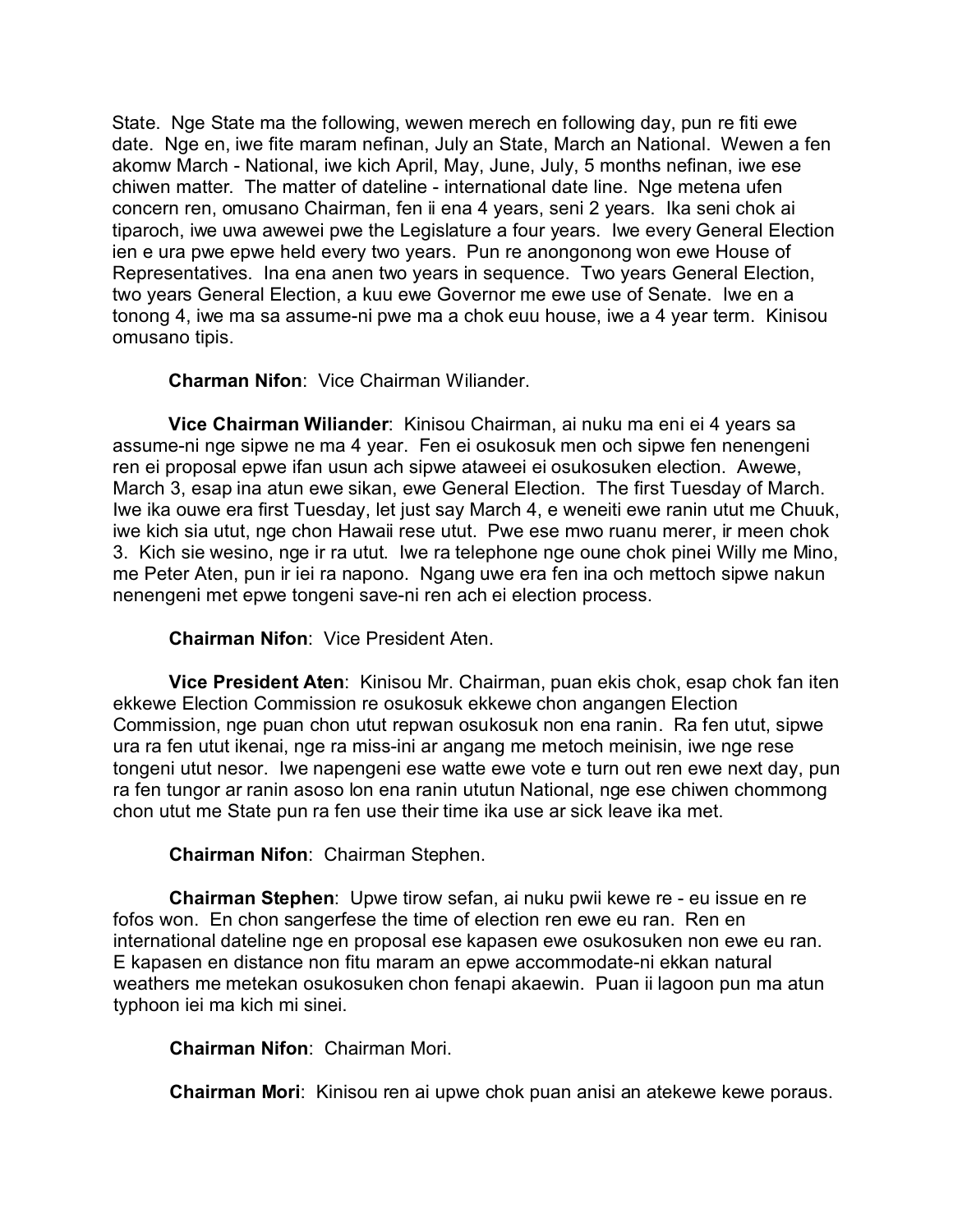State. Nge State ma the following, wewen merech en following day, pun re fiti ewe date. Nge en, iwe fite maram nefinan, July an State, March an National. Wewen a fen akomw March - National, iwe kich April, May, June, July, 5 months nefinan, iwe ese chiwen matter. The matter of dateline - international date line. Nge metena ufen concern ren, omusano Chairman, fen ii ena 4 years, seni 2 years. Ika seni chok ai tiparoch, iwe uwa awewei pwe the Legislature a four years. Iwe every General Election ien e ura pwe epwe held every two years. Pun re anongonong won ewe House of Representatives. Ina ena anen two years in sequence. Two years General Election, two years General Election, a kuu ewe Governor me ewe use of Senate. Iwe en a tonong 4, iwe ma sa assume-ni pwe ma a chok euu house, iwe a 4 year term. Kinisou omusano tipis.

**Charman Nifon**: Vice Chairman Wiliander.

**Vice Chairman Wiliander**: Kinisou Chairman, ai nuku ma eni ei 4 years sa assume-ni nge sipwe ne ma 4 year. Fen ei osukosuk men och sipwe fen nenengeni ren ei proposal epwe ifan usun ach sipwe ataweei ei osukosuken election. Awewe, March 3, esap ina atun ewe sikan, ewe General Election. The first Tuesday of March. Iwe ika ouwe era first Tuesday, let just say March 4, e weneiti ewe ranin utut me Chuuk, iwe kich sia utut, nge chon Hawaii rese utut. Pwe ese mwo ruanu merer, ir meen chok 3. Kich sie wesino, nge ir ra utut. Iwe ra telephone nge oune chok pinei Willy me Mino, me Peter Aten, pun ir iei ra napono. Ngang uwe era fen ina och mettoch sipwe nakun nenengeni met epwe tongeni save-ni ren ach ei election process.

**Chairman Nifon**: Vice President Aten.

**Vice President Aten**: Kinisou Mr. Chairman, puan ekis chok, esap chok fan iten ekkewe Election Commission re osukosuk ekkewe chon angangen Election Commission, nge puan chon utut repwan osukosuk non ena ranin. Ra fen utut, sipwe ura ra fen utut ikenai, nge ra miss-ini ar angang me metoch meinisin, iwe nge rese tongeni utut nesor. Iwe napengeni ese watte ewe vote e turn out ren ewe next day, pun ra fen tungor ar ranin asoso lon ena ranin ututun National, nge ese chiwen chommong chon utut me State pun ra fen use their time ika use ar sick leave ika met.

**Chairman Nifon**: Chairman Stephen.

**Chairman Stephen**: Upwe tirow sefan, ai nuku pwii kewe re - eu issue en re fofos won. En chon sangerfese the time of election ren ewe eu ran. Ren en international dateline nge en proposal ese kapasen ewe osukosuken non ewe eu ran. E kapasen en distance non fitu maram an epwe accommodate-ni ekkan natural weathers me metekan osukosuken chon fenapi akaewin. Puan ii lagoon pun ma atun typhoon iei ma kich mi sinei.

**Chairman Nifon**: Chairman Mori.

**Chairman Mori**: Kinisou ren ai upwe chok puan anisi an atekewe kewe poraus.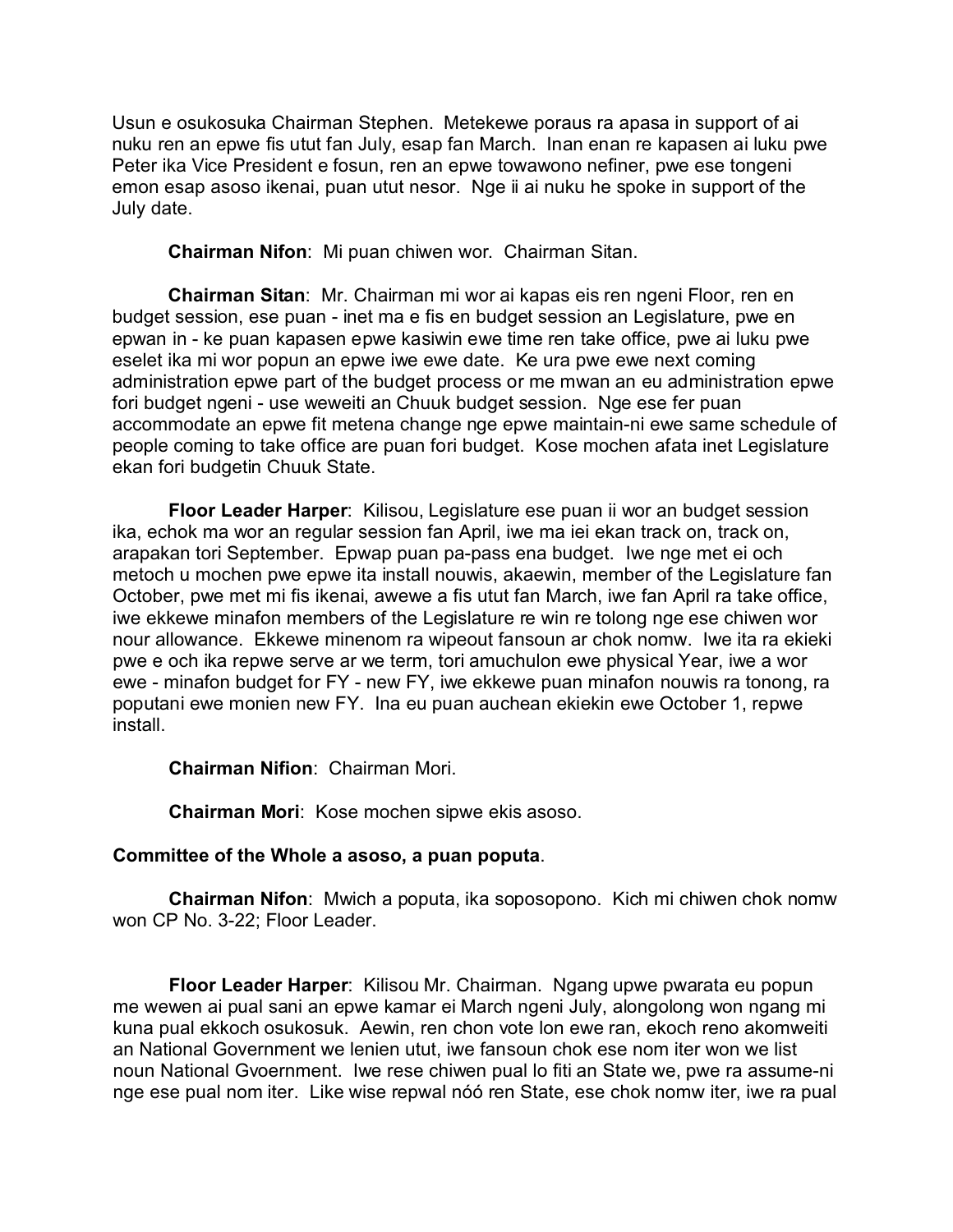Usun e osukosuka Chairman Stephen. Metekewe poraus ra apasa in support of ai nuku ren an epwe fis ututu fan July, esap fan March. Inan enan re kapasen ai luku pwe Peter ika Vice President e fosun, ren an epwe towawono nefiner, pwe ese tongeni emon esap asoso ikenai, puan utut nesor. Nge ii ai nuku he spoke in support of the July date.

**Chairman Nifon**: Mi puan chiwen wor. Chairman Sitan.

**Chairman Sitan**: Mr. Chairman mi wor ai kapas eis ren ngeni Floor, ren en budget session, ese puan - inet ma e fis en budget session an Legislature, pwe en epwan in - ke puan kapasen epwe kasiwin ewe time ren take office, pwe ai luku pwe eselet ika mi wor popun an epwe iwe ewe date. Ke ura pwe ewe next coming administration epwe part of the budget process or me mwan an eu administration epwe fori budget ngeni - use weweiti an Chuuk budget session. Nge ese fer puan accommodate an epwe fit metena change nge epwe maintain-ni ewe same schedule of people coming to take office are puan fori budget. Kose mochen afata inet Legislature ekan fori budgetin Chuuk State.

**Floor Leader Harper**: Kilisou, Legislature ese puan ii wor an budget session ika, echok ma wor an regular session fan April, iwe ma iei ekan track on, track on, arapakan tori September. Epwap puan pa-pass ena budget. Iwe nge met ei och metoch u mochen pwe epwe ita install nouwis, akaewin, member of the Legislature fan October, pwe met mi fis ikenai, awewe a fis utut fan March, iwe fan April ra take office, iwe ekkewe minafon members of the Legislature re win re tolong nge ese chiwen wor nour allowance. Ekkewe minenom ra wipeout fansoun ar chok nomw. Iwe ita ra ekieki pwe e och ika repwe serve ar we term, tori amuchulon ewe physical Year, iwe a wor ewe - minafon budget for FY - new FY, iwe ekkewe puan minafon nouwis ra tonong, ra poputani ewe monien new FY. Ina eu puan auchean ekiekin ewe October 1, repwe install.

**Chairman Nifion**: Chairman Mori.

**Chairman Mori**: Kose mochen sipwe ekis asoso.

**Committee of the Whole a asoso, a puan poputa**.

**Chairman Nifon**: Mwich a poputa, ika soposopono. Kich mi chiwen chok nomw won CP No. 3-22; Floor Leader.

**Floor Leader Harper**: Kilisou Mr. Chairman. Ngang upwe pwarata eu popun me wewen ai pual sani an epwe kamar ei March ngeni July, alongolong won ngang mi kuna pual ekkoch osukosuk. Aewin, ren chon vote lon ewe ran, ekoch reno akomweiti an National Government we lenien utut, iwe fansoun chok ese nom iter won we list noun National Gvoernment. Iwe rese chiwen pual lo fiti an State we, pwe ra assume-ni nge ese pual nom iter. Like wise repwal nóó ren State, ese chok nomw iter, iwe ra pual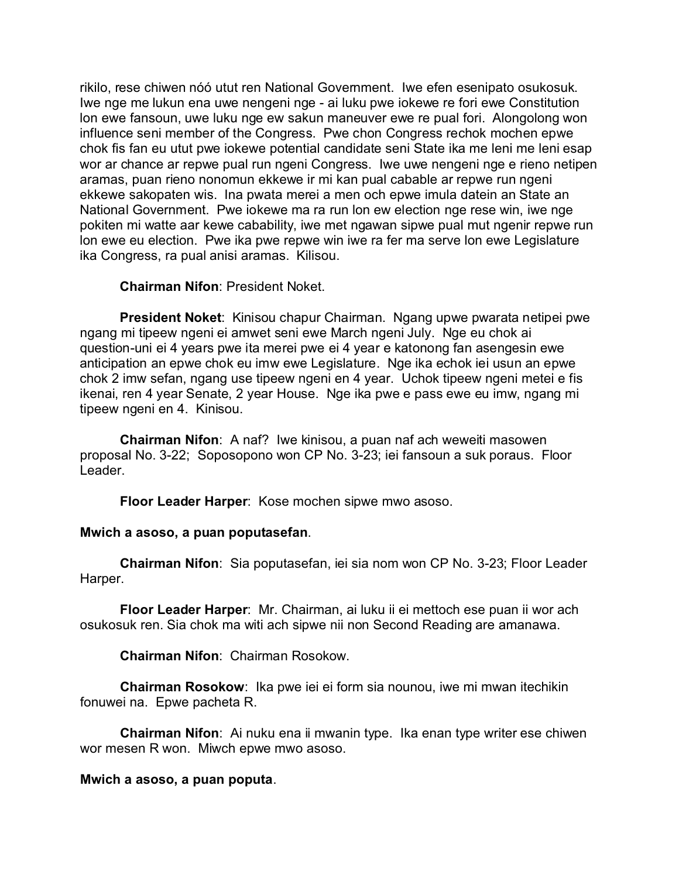rikilo, rese chiwen nóó utut ren National Government. Iwe efen esenipato osukosuk. Iwe nge me lukun ena uwe nengeni nge - ai luku pwe iokewe re fori ewe Constitution lon ewe fansoun, uwe luku nge ew sakun maneuver ewe re pual fori. Alongolong won influence seni member of the Congress. Pwe chon Congress rechok mochen epwe chok fis fan eu utut pwe iokewe potential candidate seni State ika me leni me leni esap wor ar chance ar repwe pual run ngeni Congress. Iwe uwe nengeni nge e rieno netipen aramas, puan rieno nonomun ekkewe ir mi kan pual cabable ar repwe run ngeni ekkewe sakopaten wis. Ina pwata merei a men och epwe imula datein an State an National Government. Pwe iokewe ma ra run lon ew election nge rese win, iwe nge pokiten mi watte aar kewe cabability, iwe met ngawan sipwe pual mut ngenir repwe run lon ewe eu election. Pwe ika pwe repwe win iwe ra fer ma serve lon ewe Legislature ika Congress, ra pual anisi aramas. Kilisou.

**Chairman Nifon**: President Noket.

**President Noket**: Kinisou chapur Chairman. Ngang upwe pwarata netipei pwe ngang mi tipeew ngeni ei amwet seni ewe March ngeni July. Nge eu chok ai question-uni ei 4 years pwe ita merei pwe ei 4 year e katonong fan asengesin ewe anticipation an epwe chok eu imw ewe Legislature. Nge ika echok iei usun an epwe chok 2 imw sefan, ngang use tipeew ngeni en 4 year. Uchok tipeew ngeni metei e fis ikenai, ren 4 year Senate, 2 year House. Nge ika pwe e pass ewe eu imw, ngang mi tipeew ngeni en 4. Kinisou.

**Chairman Nifon**: A naf? Iwe kinisou, a puan naf ach weweiti masowen proposal No. 3-22; Soposopono won CP No. 3-23; iei fansoun a suk poraus. Floor Leader.

**Floor Leader Harper**: Kose mochen sipwe mwo asoso.

**Mwich a asoso, a puan poputasefan**.

**Chairman Nifon**: Sia poputasefan, iei sia nom won CP No. 3-23; Floor Leader Harper.

**Floor Leader Harper**: Mr. Chairman, ai luku ii ei mettoch ese puan ii wor ach osukosuk ren. Sia chok ma witi ach sipwe nii non Second Reading are amanawa.

**Chairman Nifon**: Chairman Rosokow.

**Chairman Rosokow**: Ika pwe iei ei form sia nounou, iwe mi mwan itechikin fonuwei na. Epwe pacheta R.

**Chairman Nifon**: Ai nuku ena ii mwanin type. Ika enan type writer ese chiwen wor mesen R won. Miwch epwe mwo asoso.

**Mwich a asoso, a puan poputa**.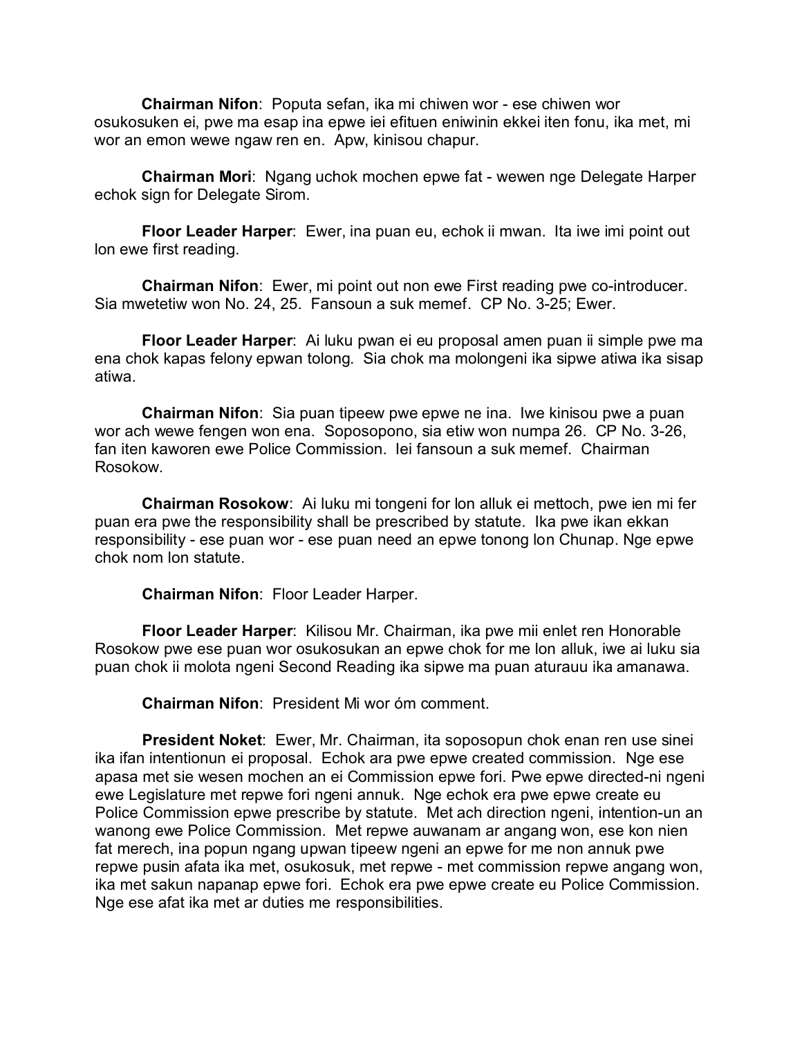**Chairman Nifon**: Poputa sefan, ika mi chiwen wor - ese chiwen wor osukosuken ei, pwe ma esap ina epwe iei efituen eniwinin ekkei iten fonu, ika met, mi wor an emon wewe ngaw ren en. Apw, kinisou chapur.

**Chairman Mori**: Ngang uchok mochen epwe fat - wewen nge Delegate Harper echok sign for Delegate Sirom.

**Floor Leader Harper**: Ewer, ina puan eu, echok ii mwan. Ita iwe imi point out lon ewe first reading.

**Chairman Nifon**: Ewer, mi point out non ewe First reading pwe co-introducer. Sia mwetetiw won No. 24, 25. Fansoun a suk memef. CP No. 3-25; Ewer.

**Floor Leader Harper**: Ai luku pwan ei eu proposal amen puan ii simple pwe ma ena chok kapas felony epwan tolong. Sia chok ma molongeni ika sipwe atiwa ika sisap atiwa.

**Chairman Nifon**: Sia puan tipeew pwe epwe ne ina. Iwe kinisou pwe a puan wor ach wewe fengen won ena. Soposopono, sia etiw won numpa 26. CP No. 3-26, fan iten kaworen ewe Police Commission. Iei fansoun a suk memef. Chairman Rosokow.

**Chairman Rosokow**: Ai luku mi tongeni for lon alluk ei mettoch, pwe ien mi fer puan era pwe the responsibility shall be prescribed by statute. Ika pwe ikan ekkan responsibility - ese puan wor - ese puan need an epwe tonong lon Chunap. Nge epwe chok nom lon statute.

**Chairman Nifon**: Floor Leader Harper.

**Floor Leader Harper**: Kilisou Mr. Chairman, ika pwe mii enlet ren Honorable Rosokow pwe ese puan wor osukosukan an epwe chok for me lon alluk, iwe ai luku sia puan chok ii molota ngeni Second Reading ika sipwe ma puan aturauu ika amanawa.

**Chairman Nifon**: President Mi wor óm comment.

**President Noket**: Ewer, Mr. Chairman, ita soposopun chok enan ren use sinei ika ifan intentionun ei proposal. Echok ara pwe epwe created commission. Nge ese apasa met sie wesen mochen an ei Commission epwe fori. Pwe epwe directed-ni ngeni ewe Legislature met repwe fori ngeni annuk. Nge echok era pwe epwe create eu Police Commission epwe prescribe by statute. Met ach direction ngeni, intention-un an wanong ewe Police Commission. Met repwe auwanam ar angang won, ese kon nien fat merech, ina popun ngang upwan tipeew ngeni an epwe for me non annuk pwe repwe pusin afata ika met, osukosuk, met repwe - met commission repwe angang won, ika met sakun napanap epwe fori. Echok era pwe epwe create eu Police Commission. Nge ese afat ika met ar duties me responsibilities.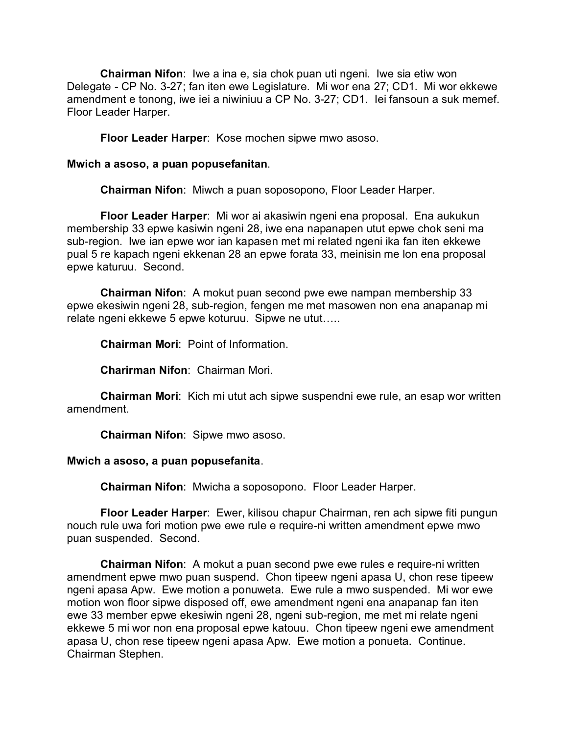**Chairman Nifon**: Iwe a ina e, sia chok puan uti ngeni. Iwe sia etiw won Delegate - CP No. 3-27; fan iten ewe Legislature. Mi wor ena 27; CD1. Mi wor ekkewe amendment e tonong, iwe iei a niwiniuu a CP No. 3-27; CD1. Iei fansoun a suk memef. Floor Leader Harper.

**Floor Leader Harper**: Kose mochen sipwe mwo asoso.

**Mwich a asoso, a puan popusefanitan**.

**Chairman Nifon**: Miwch a puan soposopono, Floor Leader Harper.

**Floor Leader Harper**: Mi wor ai akasiwin ngeni ena proposal. Ena aukukun membership 33 epwe kasiwin ngeni 28, iwe ena napanapen utut epwe chok seni ma sub-region. Iwe ian epwe wor ian kapasen met mi related ngeni ika fan iten ekkewe pual 5 re kapach ngeni ekkenan 28 an epwe forata 33, meinisin me lon ena proposal epwe katuruu. Second.

**Chairman Nifon**: A mokut puan second pwe ewe nampan membership 33 epwe ekesiwin ngeni 28, sub-region, fengen me met masowen non ena anapanap mi relate ngeni ekkewe 5 epwe koturuu. Sipwe ne utut…..

**Chairman Mori**: Point of Information.

**Charirman Nifon**: Chairman Mori.

**Chairman Mori**: Kich mi utut ach sipwe suspendni ewe rule, an esap wor written amendment.

**Chairman Nifon**: Sipwe mwo asoso.

**Mwich a asoso, a puan popusefanita**.

**Chairman Nifon**: Mwicha a soposopono. Floor Leader Harper.

**Floor Leader Harper**: Ewer, kilisou chapur Chairman, ren ach sipwe fiti pungun nouch rule uwa fori motion pwe ewe rule e require-ni written amendment epwe mwo puan suspended. Second.

**Chairman Nifon**: A mokut a puan second pwe ewe rules e require-ni written amendment epwe mwo puan suspend. Chon tipeew ngeni apasa U, chon rese tipeew ngeni apasa Apw. Ewe motion a ponuweta. Ewe rule a mwo suspended. Mi wor ewe motion won floor sipwe disposed off, ewe amendment ngeni ena anapanap fan iten ewe 33 member epwe ekesiwin ngeni 28, ngeni sub-region, me met mi relate ngeni ekkewe 5 mi wor non ena proposal epwe katouu. Chon tipeew ngeni ewe amendment apasa U, chon rese tipeew ngeni apasa Apw. Ewe motion a ponueta. Continue. Chairman Stephen.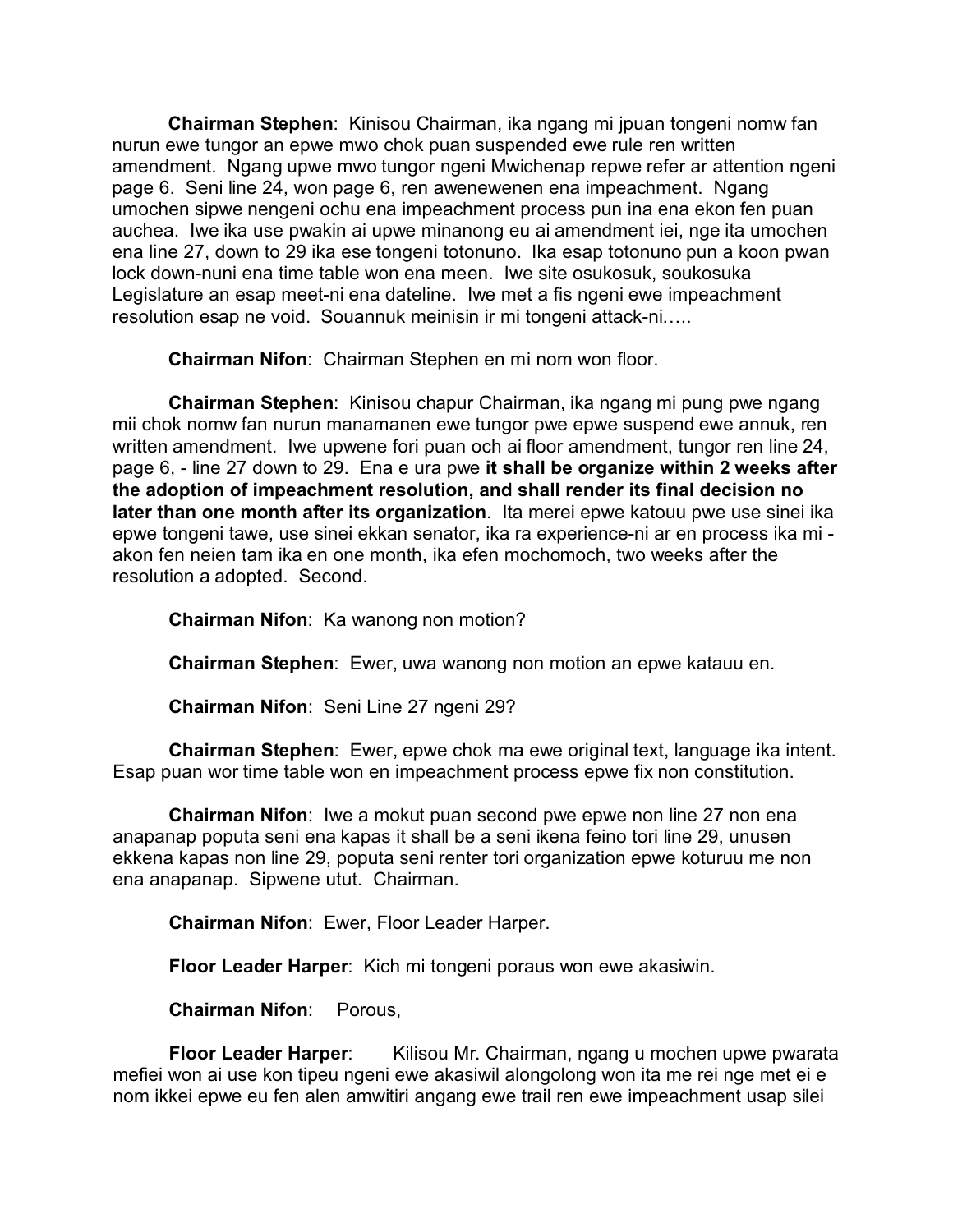**Chairman Stephen**: Kinisou Chairman, ika ngang mi jpuan tongeni nomw fan nurun ewe tungor an epwe mwo chok puan suspended ewe rule ren written amendment. Ngang upwe mwo tungor ngeni Mwichenap repwe refer ar attention ngeni page 6. Seni line 24, won page 6, ren awenewenen ena impeachment. Ngang umochen sipwe nengeni ochu ena impeachment process pun ina ena ekon fen puan auchea. Iwe ika use pwakin ai upwe minanong eu ai amendment iei, nge ita umochen ena line 27, down to 29 ika ese tongeni totonuno. Ika esap totonuno pun a koon pwan lock down-nuni ena time table won ena meen. Iwe site osukosuk, soukosuka Legislature an esap meet-ni ena dateline. Iwe met a fis ngeni ewe impeachment resolution esap ne void. Souannuk meinisin ir mi tongeni attack-ni…..

**Chairman Nifon**: Chairman Stephen en mi nom won floor.

**Chairman Stephen**: Kinisou chapur Chairman, ika ngang mi pung pwe ngang mii chok nomw fan nurun manamanen ewe tungor pwe epwe suspend ewe annuk, ren written amendment. Iwe upwene fori puan och ai floor amendment, tungor ren line 24, page 6, - line 27 down to 29. Ena e ura pwe **it shall be organize within 2 weeks after the adoption of impeachment resolution, and shall render its final decision no later than one month after its organization**. Ita merei epwe katouu pwe use sinei ika epwe tongeni tawe, use sinei ekkan senator, ika ra experience-ni ar en process ika mi - akon fen neien tam ika en one month, ika efen mochomoch, two weeks after the resolution a adopted. Second.

**Chairman Nifon**: Ka wanong non motion?

**Chairman Stephen**: Ewer, uwa wanong non motion an epwe katauu en.

**Chairman Nifon**: Seni Line 27 ngeni 29?

**Chairman Stephen**: Ewer, epwe chok ma ewe original text, language ika intent. Esap puan wor time table won en impeachment process epwe fix non constitution.

**Chairman Nifon**: Iwe a mokut puan second pwe epwe non line 27 non ena anapanap poputa seni ena kapas it shall be a seni ikena feino tori line 29, unusen ekkena kapas non line 29, poputa seni renter tori organization epwe koturuu me non ena anapanap. Sipwene utut. Chairman.

**Chairman Nifon**: Ewer, Floor Leader Harper.

**Floor Leader Harper**: Kich mi tongeni poraus won ewe akasiwin.

**Chairman Nifon**: Porous,

**Floor Leader Harper**: Kilisou Mr. Chairman, ngang u mochen upwe pwarata mefiei won ai use kon tipeu ngeni ewe akasiwil alongolong won ita me rei nge met ei e nom ikkei epwe eu fen alen amwitiri angang ewe trail ren ewe impeachment usap silei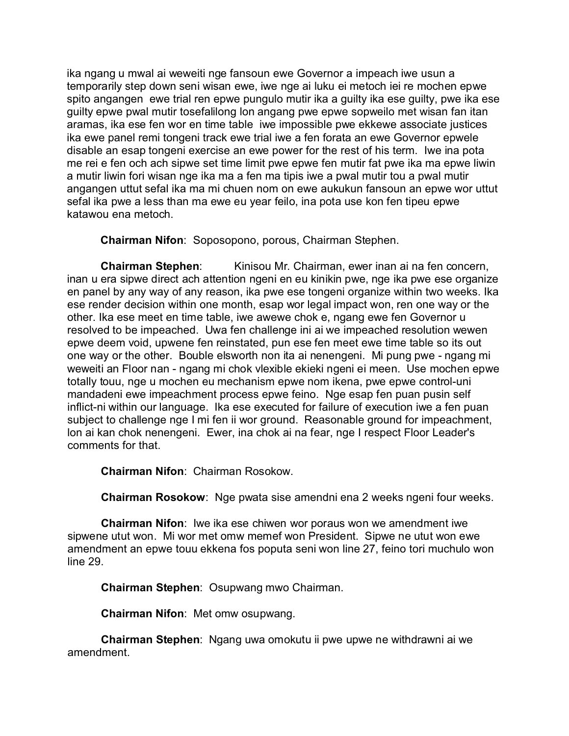ika ngang u mwal ai weweiti nge fansoun ewe Governor a impeach iwe usun a temporarily step down seni wisan ewe, iwe nge ai luku ei metoch iei re mochen epwe spito angangen ewe trial ren epwe pungulo mutir ika a guilty ika ese guilty, pwe ika ese guilty epwe pwal mutir tosefalilong lon angang pwe epwe sopweilo met wisan fan itan aramas, ika ese fen wor en time table iwe impossible pwe ekkewe associate justices ika ewe panel remi tongeni track ewe trial iwe a fen forata an ewe Governor epwele disable an esap tongeni exercise an ewe power for the rest of his term. Iwe ina pota me rei e fen och ach sipwe set time limit pwe epwe fen mutir fat pwe ika ma epwe liwin a mutir liwin fori wisan nge ika ma a fen ma tipis iwe a pwal mutir tou a pwal mutir angangen uttut sefal ika ma mi chuen nom on ewe aukukun fansoun an epwe wor uttut sefal ika pwe a less than ma ewe eu year feilo, ina pota use kon fen tipeu epwe katawou ena metoch.

**Chairman Nifon**: Soposopono, porous, Chairman Stephen.

**Chairman Stephen**: Kinisou Mr. Chairman, ewer inan ai na fen concern, inan u era sipwe direct ach attention ngeni en eu kinikin pwe, nge ika pwe ese organize en panel by any way of any reason, ika pwe ese tongeni organize within two weeks. Ika ese render decision within one month, esap wor legal impact won, ren one way or the other. Ika ese meet en time table, iwe awewe chok e, ngang ewe fen Governor u resolved to be impeached. Uwa fen challenge ini ai we impeached resolution wewen epwe deem void, upwene fen reinstated, pun ese fen meet ewe time table so its out one way or the other. Bouble elsworth non ita ai nenengeni. Mi pung pwe - ngang mi weweiti an Floor nan - ngang mi chok vlexible ekieki ngeni ei meen. Use mochen epwe totally touu, nge u mochen eu mechanism epwe nom ikena, pwe epwe control-uni mandadeni ewe impeachment process epwe feino. Nge esap fen puan pusin self inflict-ni within our language. Ika ese executed for failure of execution iwe a fen puan subject to challenge nge I mi fen ii wor ground. Reasonable ground for impeachment, lon ai kan chok nenengeni. Ewer, ina chok ai na fear, nge I respect Floor Leader's comments for that.

**Chairman Nifon**: Chairman Rosokow.

**Chairman Rosokow**: Nge pwata sise amendni ena 2 weeks ngeni four weeks.

**Chairman Nifon**: Iwe ika ese chiwen wor poraus won we amendment iwe sipwene utut won. Mi wor met omw memef won President. Sipwe ne utut won ewe amendment an epwe touu ekkena fos poputa seni won line 27, feino tori muchulo won line 29.

**Chairman Stephen**: Osupwang mwo Chairman.

**Chairman Nifon**: Met omw osupwang.

**Chairman Stephen**: Ngang uwa omokutu ii pwe upwe ne withdrawni ai we amendment.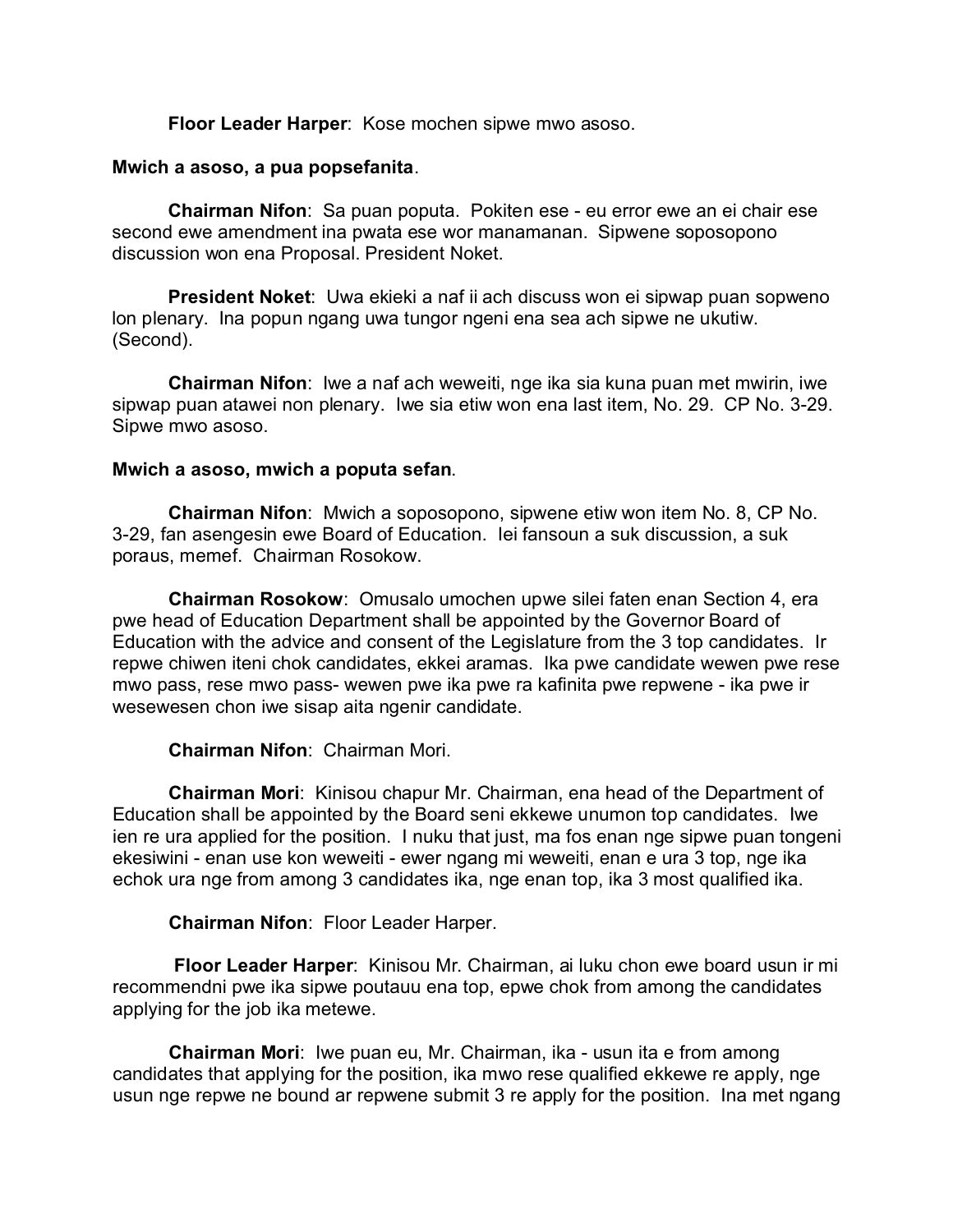**Floor Leader Harper**: Kose mochen sipwe mwo asoso.

**Mwich a asoso, a pua popsefanita**.

**Chairman Nifon**: Sa puan poputa. Pokiten ese - eu error ewe an ei chair ese second ewe amendment ina pwata ese wor manamanan. Sipwene soposopono discussion won ena Proposal. President Noket.

**President Noket**: Uwa ekieki a naf ii ach discuss won ei sipwap puan sopweno lon plenary. Ina popun ngang uwa tungor ngeni ena sea ach sipwe ne ukutiw. (Second).

**Chairman Nifon**: Iwe a naf ach weweiti, nge ika sia kuna puan met mwirin, iwe sipwap puan atawei non plenary. Iwe sia etiw won ena last item, No. 29. CP No. 3-29. Sipwe mwo asoso.

**Mwich a asoso, mwich a poputa sefan**.

**Chairman Nifon**: Mwich a soposopono, sipwene etiw won item No. 8, CP No. 3-29, fan asengesin ewe Board of Education. Iei fansoun a suk discussion, a suk poraus, memef. Chairman Rosokow.

**Chairman Rosokow**: Omusalo umochen upwe silei faten enan Section 4, era pwe head of Education Department shall be appointed by the Governor Board of Education with the advice and consent of the Legislature from the 3 top candidates. Ir repwe chiwen iteni chok candidates, ekkei aramas. Ika pwe candidate wewen pwe rese mwo pass, rese mwo pass- wewen pwe ika pwe ra kafinita pwe repwene - ika pwe ir wesewesen chon iwe sisap aita ngenir candidate.

**Chairman Nifon**: Chairman Mori.

**Chairman Mori**: Kinisou chapur Mr. Chairman, ena head of the Department of Education shall be appointed by the Board seni ekkewe unumon top candidates. Iwe ien re ura applied for the position. I nuku that just, ma fos enan nge sipwe puan tongeni ekesiwini - enan use kon weweiti - ewer ngang mi weweiti, enan e ura 3 top, nge ika echok ura nge from among 3 candidates ika, nge enan top, ika 3 most qualified ika.

**Chairman Nifon**: Floor Leader Harper.

**Floor Leader Harper**: Kinisou Mr. Chairman, ai luku chon ewe board usun ir mi recommendni pwe ika sipwe poutauu ena top, epwe chok from among the candidates applying for the job ika metewe.

**Chairman Mori**: Iwe puan eu, Mr. Chairman, ika - usun ita e from among candidates that applying for the position, ika mwo rese qualified ekkewe re apply, nge usun nge repwe ne bound ar repwene submit 3 re apply for the position. Ina met ngang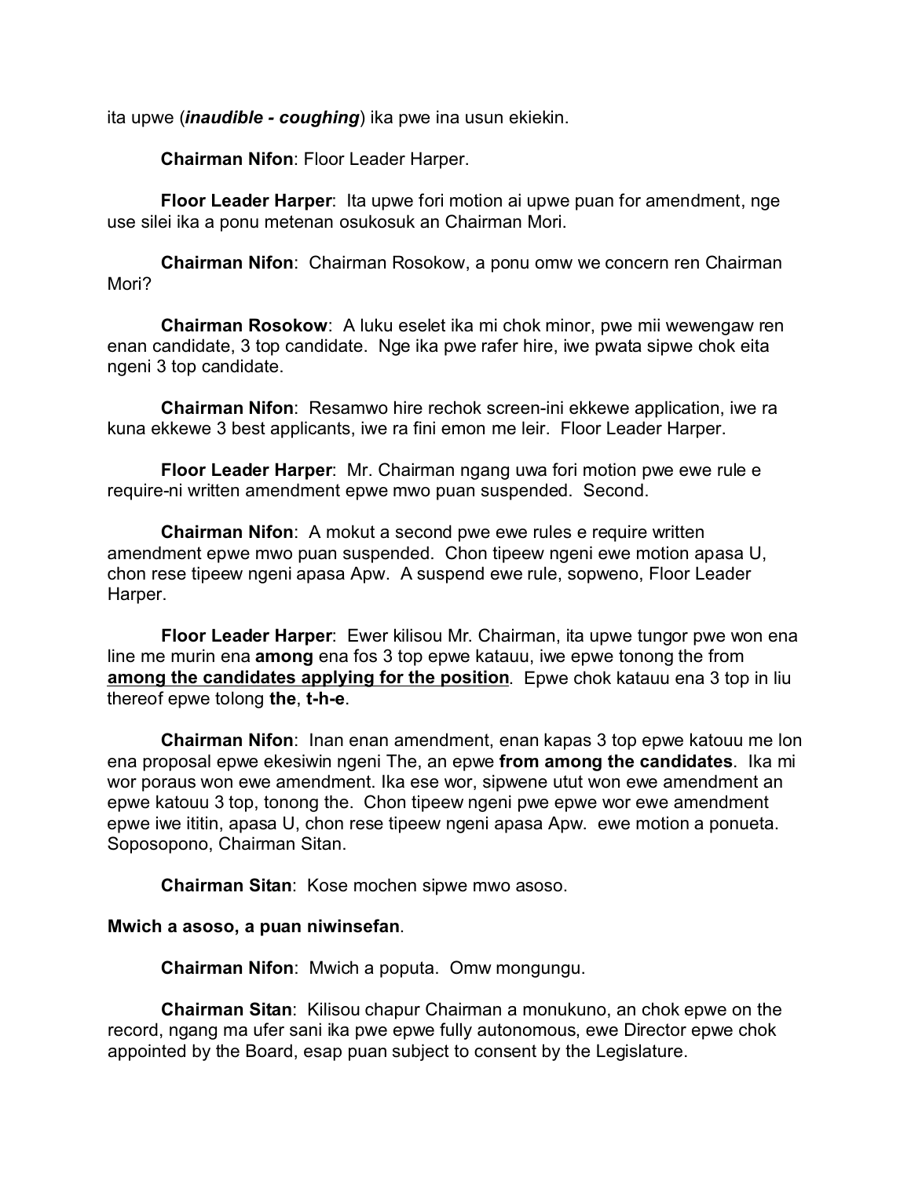ita upwe (***inaudible - coughing***) ika pwe ina usun ekiekin.

**Chairman Nifon**: Floor Leader Harper.

**Floor Leader Harper**: Ita upwe fori motion ai upwe puan for amendment, nge use silei ika a ponu metenan osukosuk an Chairman Mori.

**Chairman Nifon**: Chairman Rosokow, a ponu omw we concern ren Chairman Mori?

**Chairman Rosokow**: A luku eselet ika mi chok minor, pwe mii wewengaw ren enan candidate, 3 top candidate. Nge ika pwe rafer hire, iwe pwata sipwe chok eita ngeni 3 top candidate.

**Chairman Nifon**: Resamwo hire rechok screen-ini ekkewe application, iwe ra kuna ekkewe 3 best applicants, iwe ra fini emon me leir. Floor Leader Harper.

**Floor Leader Harper**: Mr. Chairman ngang uwa fori motion pwe ewe rule e require-ni written amendment epwe mwo puan suspended. Second.

**Chairman Nifon**: A mokut a second pwe ewe rules e require written amendment epwe mwo puan suspended. Chon tipeew ngeni ewe motion apasa U, chon rese tipeew ngeni apasa Apw. A suspend ewe rule, sopweno, Floor Leader Harper.

**Floor Leader Harper**: Ewer kilisou Mr. Chairman, ita upwe tungor pwe won ena line me murin ena **among** ena fos 3 top epwe katauu, iwe epwe tonong the from **among the candidates applying for the position**. Epwe chok katauu ena 3 top in liu thereof epwe tolong **the**, **t-h-e**.

**Chairman Nifon**: Inan enan amendment, enan kapas 3 top epwe katouu me lon ena proposal epwe ekesiwin ngeni The, an epwe **from among the candidates**. Ika mi wor poraus won ewe amendment. Ika ese wor, sipwene utut won ewe amendment an epwe katouu 3 top, tonong the. Chon tipeew ngeni pwe epwe wor ewe amendment epwe iwe ititin, apasa U, chon rese tipeew ngeni apasa Apw. ewe motion a ponueta. Soposopono, Chairman Sitan.

**Chairman Sitan**: Kose mochen sipwe mwo asoso.

**Mwich a asoso, a puan niwinsefan**.

**Chairman Nifon**: Mwich a poputa. Omw mongungu.

**Chairman Sitan**: Kilisou chapur Chairman a monukuno, an chok epwe on the record, ngang ma ufer sani ika pwe epwe fully autonomous, ewe Director epwe chok appointed by the Board, esap puan subject to consent by the Legislature.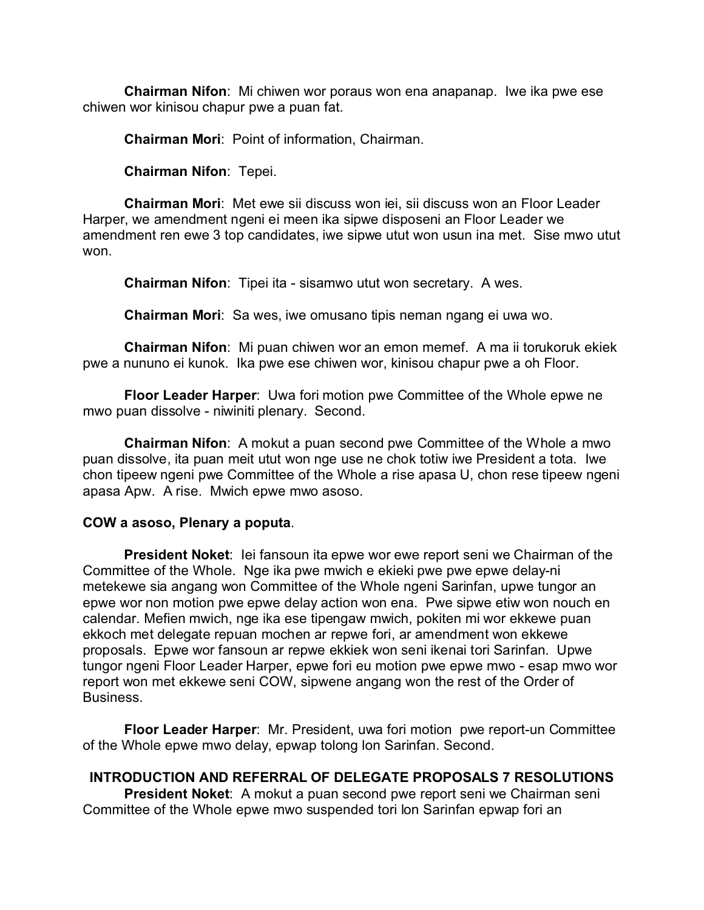**Chairman Nifon**: Mi chiwen wor poraus won ena anapanap. Iwe ika pwe ese chiwen wor kinisou chapur pwe a puan fat.

**Chairman Mori**: Point of information, Chairman.

**Chairman Nifon**: Tepei.

**Chairman Mori**: Met ewe sii discuss won iei, sii discuss won an Floor Leader Harper, we amendment ngeni ei meen ika sipwe disposeni an Floor Leader we amendment ren ewe 3 top candidates, iwe sipwe utut won usun ina met. Sise mwo utut won.

**Chairman Nifon**: Tipei ita - sisamwo utut won secretary. A wes.

**Chairman Mori**: Sa wes, iwe omusano tipis neman ngang ei uwa wo.

**Chairman Nifon**: Mi puan chiwen wor an emon memef. A ma ii torukoruk ekiek pwe a nununo ei kunok. Ika pwe ese chiwen wor, kinisou chapur pwe a oh Floor.

**Floor Leader Harper**: Uwa fori motion pwe Committee of the Whole epwe ne mwo puan dissolve - niwiniti plenary. Second.

**Chairman Nifon**: A mokut a puan second pwe Committee of the Whole a mwo puan dissolve, ita puan meit utut won nge use ne chok totiw iwe President a tota. Iwe chon tipeew ngeni pwe Committee of the Whole a rise apasa U, chon rese tipeew ngeni apasa Apw. A rise. Mwich epwe mwo asoso.

**COW a asoso, Plenary a poputa**.

**President Noket**: Iei fansoun ita epwe wor ewe report seni we Chairman of the Committee of the Whole. Nge ika pwe mwich e ekieki pwe pwe epwe delay-ni metekewe sia angang won Committee of the Whole ngeni Sarinfan, upwe tungor an epwe wor non motion pwe epwe delay action won ena. Pwe sipwe etiw won nouch en calendar. Mefien mwich, nge ika ese tipengaw mwich, pokiten mi wor ekkewe puan ekkoch met delegate repuan mochen ar repwe fori, ar amendment won ekkewe proposals. Epwe wor fansoun ar repwe ekkiek won seni ikenai tori Sarinfan. Upwe tungor ngeni Floor Leader Harper, epwe fori eu motion pwe epwe mwo - esap mwo wor report won met ekkewe seni COW, sipwene angang won the rest of the Order of Business.

**Floor Leader Harper**: Mr. President, uwa fori motion pwe report-un Committee of the Whole epwe mwo delay, epwap tolong lon Sarinfan. Second.

**INTRODUCTION AND REFERRAL OF DELEGATE PROPOSALS 7 RESOLUTIONS**

**President Noket**: A mokut a puan second pwe report seni we Chairman seni Committee of the Whole epwe mwo suspended tori lon Sarinfan epwap fori an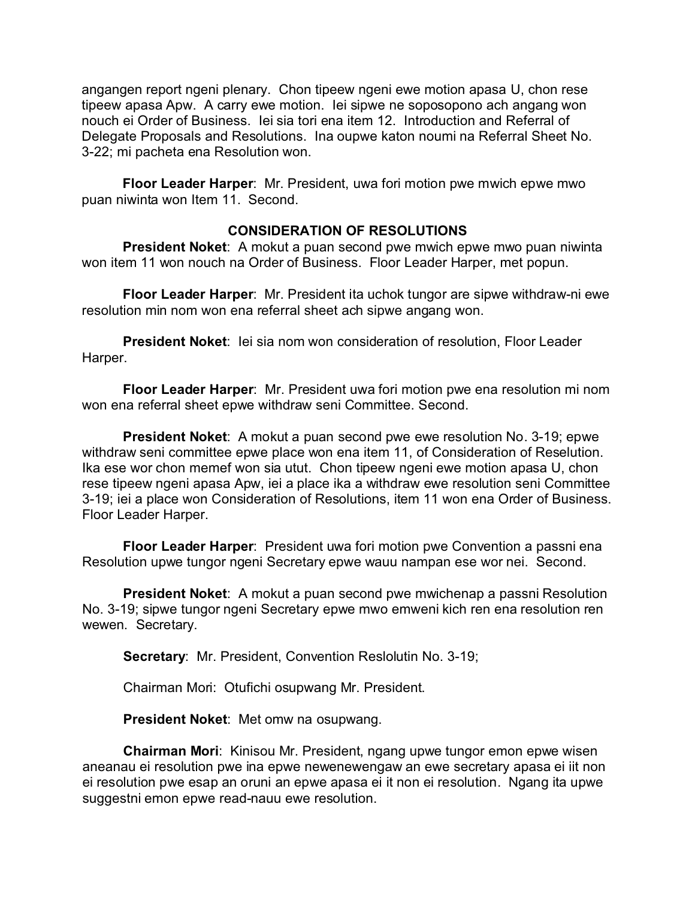angangen report ngeni plenary. Chon tipeew ngeni ewe motion apasa U, chon rese tipeew apasa Apw. A carry ewe motion. Iei sipwe ne soposopono ach angang won nouch ei Order of Business. Iei sia tori ena item 12. Introduction and Referral of Delegate Proposals and Resolutions. Ina oupwe katon noumi na Referral Sheet No. 3-22; mi pacheta ena Resolution won.

**Floor Leader Harper**: Mr. President, uwa fori motion pwe mwich epwe mwo puan niwinta won Item 11. Second.

## CONSIDERATION OF RESOLUTIONS

**President Noket**: A mokut a puan second pwe mwich epwe mwo puan niwinta won item 11 won nouch na Order of Business. Floor Leader Harper, met popun.

**Floor Leader Harper**: Mr. President ita uchok tungor are sipwe withdraw-ni ewe resolution min nom won ena referral sheet ach sipwe angang won.

**President Noket**: Iei sia nom won consideration of resolution, Floor Leader Harper.

**Floor Leader Harper**: Mr. President uwa fori motion pwe ena resolution mi nom won ena referral sheet epwe withdraw seni Committee. Second.

**President Noket**: A mokut a puan second pwe ewe resolution No. 3-19; epwe withdraw seni committee epwe place won ena item 11, of Consideration of Reselution. Ika ese wor chon memef won sia utut. Chon tipeew ngeni ewe motion apasa U, chon rese tipeew ngeni apasa Apw, iei a place ika a withdraw ewe resolution seni Committee 3-19; iei a place won Consideration of Resolutions, item 11 won ena Order of Business. Floor Leader Harper.

**Floor Leader Harper**: President uwa fori motion pwe Convention a passni ena Resolution upwe tungor ngeni Secretary epwe wauu nampan ese wor nei. Second.

**President Noket**: A mokut a puan second pwe mwichenap a passni Resolution No. 3-19; sipwe tungor ngeni Secretary epwe mwo emweni kich ren ena resolution ren wewen. Secretary.

**Secretary**: Mr. President, Convention Reslolutin No. 3-19;

Chairman Mori: Otufichi osupwang Mr. President.

**President Noket**: Met omw na osupwang.

**Chairman Mori**: Kinisou Mr. President, ngang upwe tungor emon epwe wisen aneanau ei resolution pwe ina epwe newenewengaw an ewe secretary apasa ei iit non ei resolution pwe esap an oruni an epwe apasa ei it non ei resolution. Ngang ita upwe suggestni emon epwe read-nauu ewe resolution.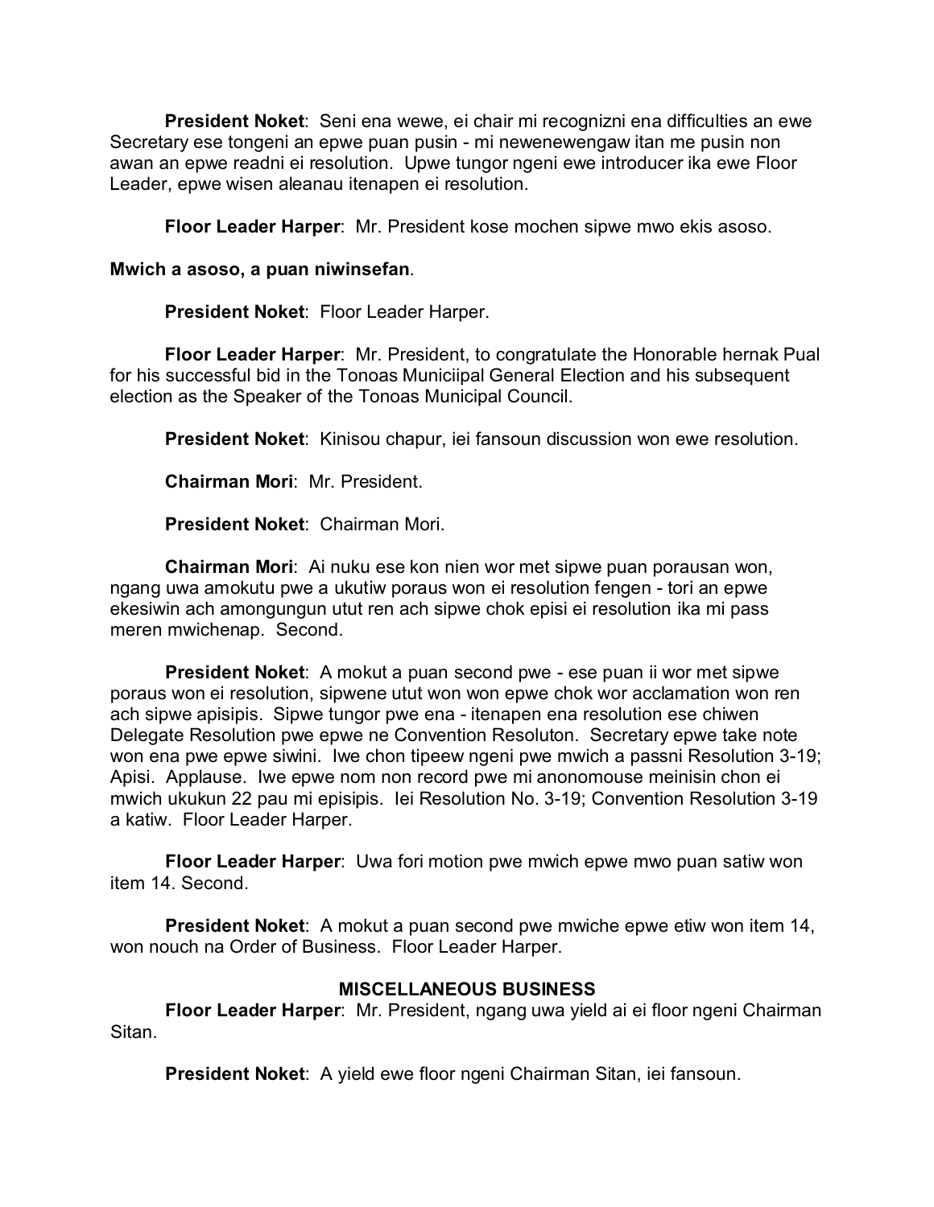**President Noket**: Seni ena wewe, ei chair mi recognizni ena difficulties an ewe Secretary ese tongeni an epwe puan pusin - mi newenewengaw itan me pusin non awan an epwe readni ei resolution. Upwe tungor ngeni ewe introducer ika ewe Floor Leader, epwe wisen aleanau itenapen ei resolution.

**Floor Leader Harper**: Mr. President kose mochen sipwe mwo ekis asoso.

**Mwich a asoso, a puan niwinsefan**.

**President Noket**: Floor Leader Harper.

**Floor Leader Harper**: Mr. President, to congratulate the Honorable hernak Pual for his successful bid in the Tonoas Municiipal General Election and his subsequent election as the Speaker of the Tonoas Municipal Council.

**President Noket**: Kinisou chapur, iei fansoun discussion won ewe resolution.

**Chairman Mori**: Mr. President.

**President Noket**: Chairman Mori.

**Chairman Mori**: Ai nuku ese kon nien wor met sipwe puan porausan won, ngang uwa amokutu pwe a ukutiw poraus won ei resolution fengen - tori an epwe ekesiwin ach amongungun utut ren ach sipwe chok episi ei resolution ika mi pass meren mwichenap. Second.

**President Noket**: A mokut a puan second pwe - ese puan ii wor met sipwe poraus won ei resolution, sipwene utut won won epwe chok wor acclamation won ren ach sipwe apisipis. Sipwe tungor pwe ena - itenapen ena resolution ese chiwen Delegate Resolution pwe epwe ne Convention Resoluton. Secretary epwe take note won ena pwe epwe siwini. Iwe chon tipeew ngeni pwe mwich a passni Resolution 3-19; Apisi. Applause. Iwe epwe nom non record pwe mi anonomouse meinisin chon ei mwich ukukun 22 pau mi episipis. Iei Resolution No. 3-19; Convention Resolution 3-19 a katiw. Floor Leader Harper.

**Floor Leader Harper**: Uwa fori motion pwe mwich epwe mwo puan satiw won item 14. Second.

**President Noket**: A mokut a puan second pwe mwiche epwe etiw won item 14, won nouch na Order of Business. Floor Leader Harper.

### MISCELLANEOUS BUSINESS

**Floor Leader Harper**: Mr. President, ngang uwa yield ai ei floor ngeni Chairman Sitan.

**President Noket**: A yield ewe floor ngeni Chairman Sitan, iei fansoun.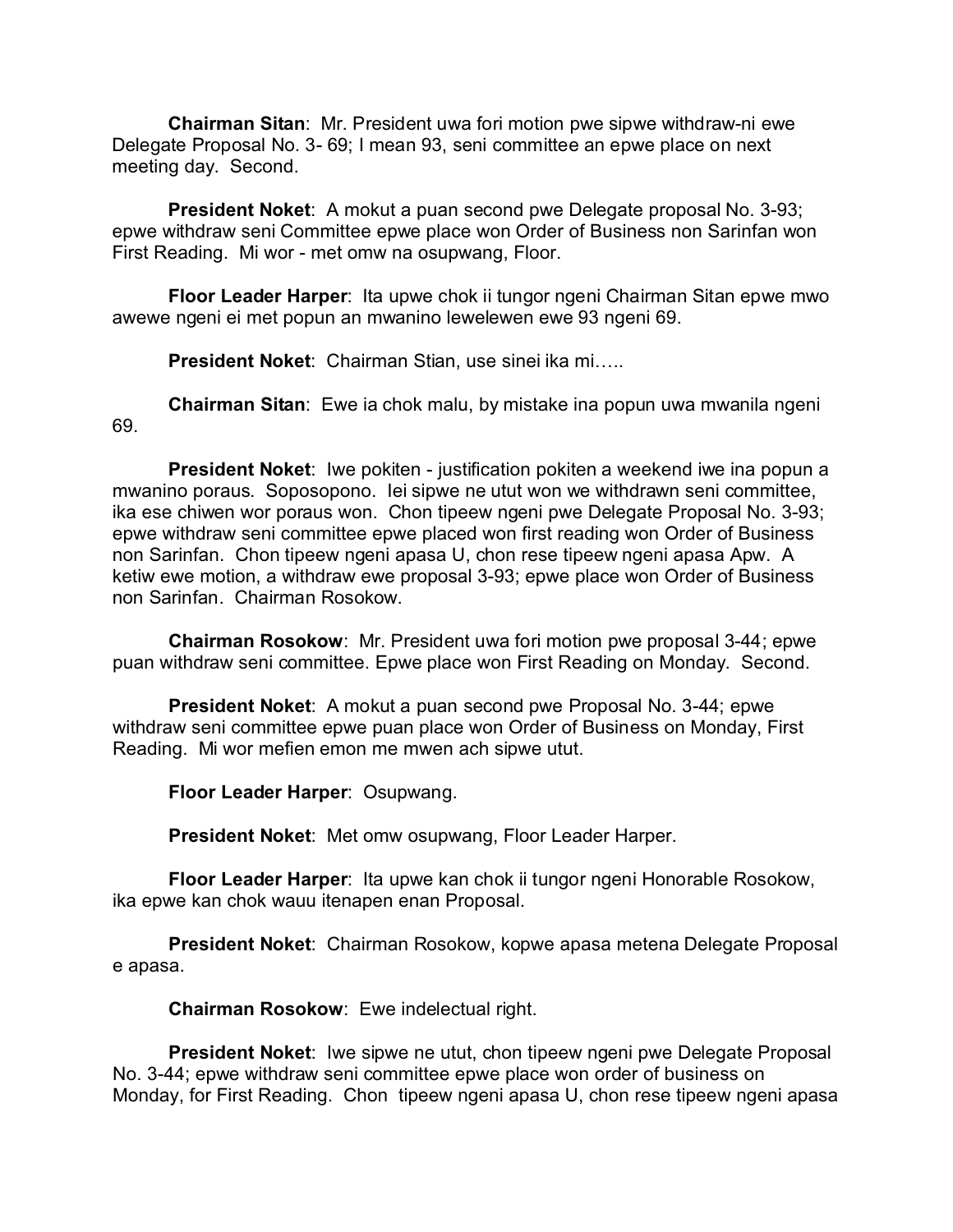**Chairman Sitan**: Mr. President uwa fori motion pwe sipwe withdraw-ni ewe Delegate Proposal No. 3- 69; I mean 93, seni committee an epwe place on next meeting day. Second.

**President Noket**: A mokut a puan second pwe Delegate proposal No. 3-93; epwe withdraw seni Committee epwe place won Order of Business non Sarinfan won First Reading. Mi wor - met omw na osupwang, Floor.

**Floor Leader Harper**: Ita upwe chok ii tungor ngeni Chairman Sitan epwe mwo awewe ngeni ei met popun an mwanino lewelewen ewe 93 ngeni 69.

**President Noket**: Chairman Stian, use sinei ika mi…..

**Chairman Sitan**: Ewe ia chok malu, by mistake ina popun uwa mwanila ngeni 69.

**President Noket**: Iwe pokiten - justification pokiten a weekend iwe ina popun a mwanino poraus. Soposopono. Iei sipwe ne utut won we withdrawn seni committee, ika ese chiwen wor poraus won. Chon tipeew ngeni pwe Delegate Proposal No. 3-93; epwe withdraw seni committee epwe placed won first reading won Order of Business non Sarinfan. Chon tipeew ngeni apasa U, chon rese tipeew ngeni apasa Apw. A ketiw ewe motion, a withdraw ewe proposal 3-93; epwe place won Order of Business non Sarinfan. Chairman Rosokow.

**Chairman Rosokow**: Mr. President uwa fori motion pwe proposal 3-44; epwe puan withdraw seni committee. Epwe place won First Reading on Monday. Second.

**President Noket**: A mokut a puan second pwe Proposal No. 3-44; epwe withdraw seni committee epwe puan place won Order of Business on Monday, First Reading. Mi wor mefien emon me mwen ach sipwe utut.

**Floor Leader Harper**: Osupwang.

**President Noket**: Met omw osupwang, Floor Leader Harper.

**Floor Leader Harper**: Ita upwe kan chok ii tungor ngeni Honorable Rosokow, ika epwe kan chok wauu itenapen enan Proposal.

**President Noket**: Chairman Rosokow, kopwe apasa metena Delegate Proposal e apasa.

**Chairman Rosokow**: Ewe indelectual right.

**President Noket**: Iwe sipwe ne utut, chon tipeew ngeni pwe Delegate Proposal No. 3-44; epwe withdraw seni committee epwe place won order of business on Monday, for First Reading. Chon tipeew ngeni apasa U, chon rese tipeew ngeni apasa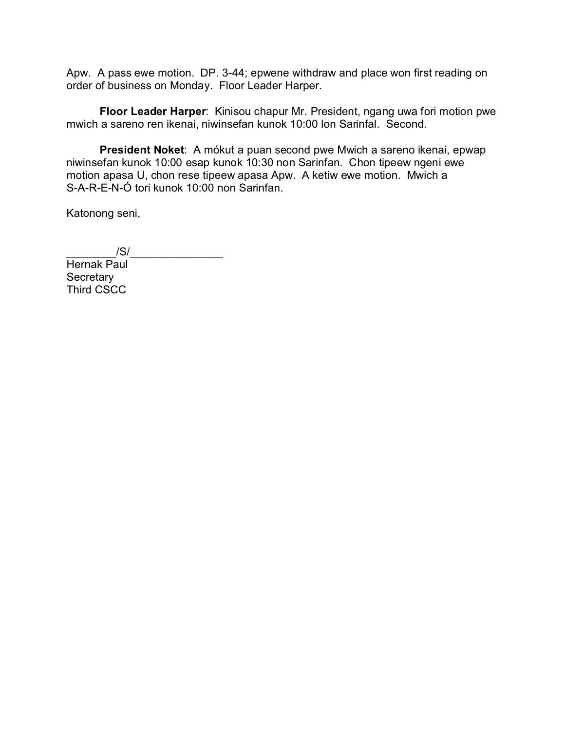Apw.  A pass ewe motion.  DP. 3-44; epwene withdraw and place won first reading on order of business on Monday.  Floor Leader Harper.

**Floor Leader Harper**:  Kinisou chapur Mr. President, ngang uwa fori motion pwe mwich a sareno ren ikenai, niwinsefan kunok 10:00 lon Sarinfal.  Second.

**President Noket**:  A mókut a puan second pwe Mwich a sareno ikenai, epwap niwinsefan kunok 10:00 esap kunok 10:30 non Sarinfan.  Chon tipeew ngeni ewe motion apasa U, chon rese tipeew apasa Apw.  A ketiw ewe motion.  Mwich a S-A-R-E-N-Ó tori kunok 10:00 non Sarinfan.

Katonong seni,

________/S/_______________
Hernak Paul
Secretary
Third CSCC